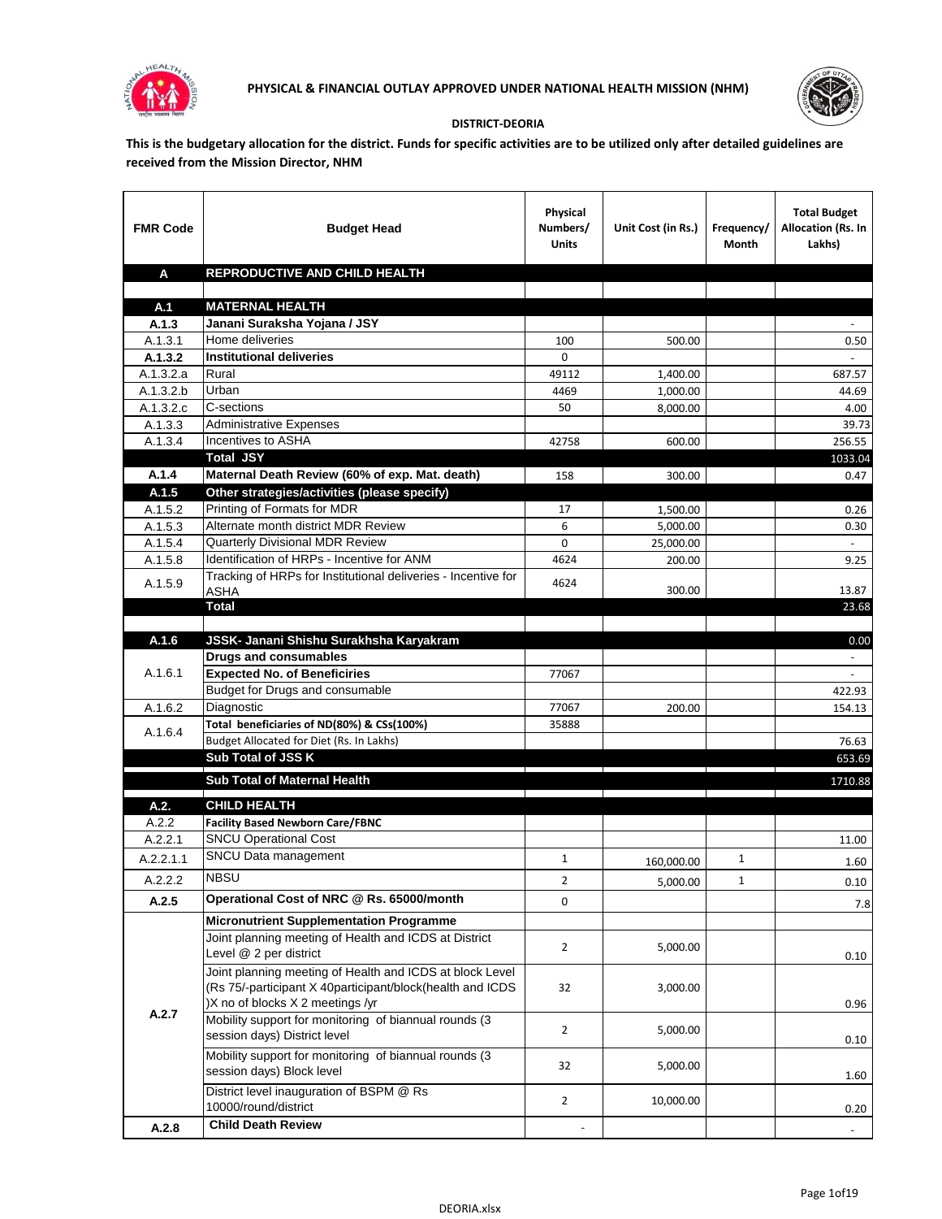**PHYSICAL & FINANCIAL OUTLAY APPROVED UNDER NATIONAL HEALTH MISSION (NHM)**

**DISTRICT-DEORIA**

**This is the budgetary allocation for the district. Funds for specific activities are to be utilized only after detailed guidelines are received from the Mission Director, NHM**

| FMR Code | Budget Head | Physical Numbers/ Units | Unit Cost (in Rs.) | Frequency/ Month | Total Budget Allocation (Rs. In Lakhs) |
|---|---|---|---|---|---|
| **A** | **REPRODUCTIVE AND CHILD HEALTH** | | | | |
| | | | | | |
| **A.1** | **MATERNAL HEALTH** | | | | |
| **A.1.3** | **Janani Suraksha Yojana / JSY** | | | | - |
| A.1.3.1 | Home deliveries | 100 | 500.00 | | 0.50 |
| **A.1.3.2** | **Institutional deliveries** | 0 | | | - |
| A.1.3.2.a | Rural | 49112 | 1,400.00 | | 687.57 |
| A.1.3.2.b | Urban | 4469 | 1,000.00 | | 44.69 |
| A.1.3.2.c | C-sections | 50 | 8,000.00 | | 4.00 |
| A.1.3.3 | Administrative Expenses | | | | 39.73 |
| A.1.3.4 | Incentives to ASHA | 42758 | 600.00 | | 256.55 |
| | **Total JSY** | | | | 1033.04 |
| **A.1.4** | **Maternal Death Review (60% of exp. Mat. death)** | 158 | 300.00 | | 0.47 |
| **A.1.5** | **Other strategies/activities (please specify)** | | | | |
| A.1.5.2 | Printing of Formats for MDR | 17 | 1,500.00 | | 0.26 |
| A.1.5.3 | Alternate month district MDR Review | 6 | 5,000.00 | | 0.30 |
| A.1.5.4 | Quarterly Divisional MDR Review | 0 | 25,000.00 | | - |
| A.1.5.8 | Identification of HRPs - Incentive for ANM | 4624 | 200.00 | | 9.25 |
| A.1.5.9 | Tracking of HRPs for Institutional deliveries - Incentive for ASHA | 4624 | 300.00 | | 13.87 |
| | **Total** | | | | 23.68 |
| | | | | | |
| **A.1.6** | **JSSK- Janani Shishu Surakhsha Karyakram** | | | | 0.00 |
| A.1.6.1 | **Drugs and consumables** | | | | - |
| | **Expected No. of Beneficiries** | 77067 | | | - |
| | Budget for Drugs and consumable | | | | 422.93 |
| A.1.6.2 | Diagnostic | 77067 | 200.00 | | 154.13 |
| A.1.6.4 | **Total beneficiaries of ND(80%) & CSs(100%)** | 35888 | | | |
| | Budget Allocated for Diet (Rs. In Lakhs) | | | | 76.63 |
| | **Sub Total of JSS K** | | | | 653.69 |
| | **Sub Total of Maternal Health** | | | | 1710.88 |
| **A.2.** | **CHILD HEALTH** | | | | |
| A.2.2 | **Facility Based Newborn Care/FBNC** | | | | |
| A.2.2.1 | SNCU Operational Cost | | | | 11.00 |
| A.2.2.1.1 | SNCU Data management | 1 | 160,000.00 | 1 | 1.60 |
| A.2.2.2 | NBSU | 2 | 5,000.00 | 1 | 0.10 |
| **A.2.5** | **Operational Cost of NRC @ Rs. 65000/month** | 0 | | | 7.8 |
| A.2.7 | **Micronutrient Supplementation Programme** | | | | |
| | Joint planning meeting of Health and ICDS at District Level @ 2 per district | 2 | 5,000.00 | | 0.10 |
| | Joint planning meeting of Health and ICDS at block Level (Rs 75/-participant X 40participant/block(health and ICDS )X no of blocks X 2 meetings /yr | 32 | 3,000.00 | | 0.96 |
| | Mobility support for monitoring of biannual rounds (3 session days) District level | 2 | 5,000.00 | | 0.10 |
| | Mobility support for monitoring of biannual rounds (3 session days) Block level | 32 | 5,000.00 | | 1.60 |
| | District level inauguration of BSPM @ Rs 10000/round/district | 2 | 10,000.00 | | 0.20 |
| **A.2.8** | **Child Death Review** | - | | | - |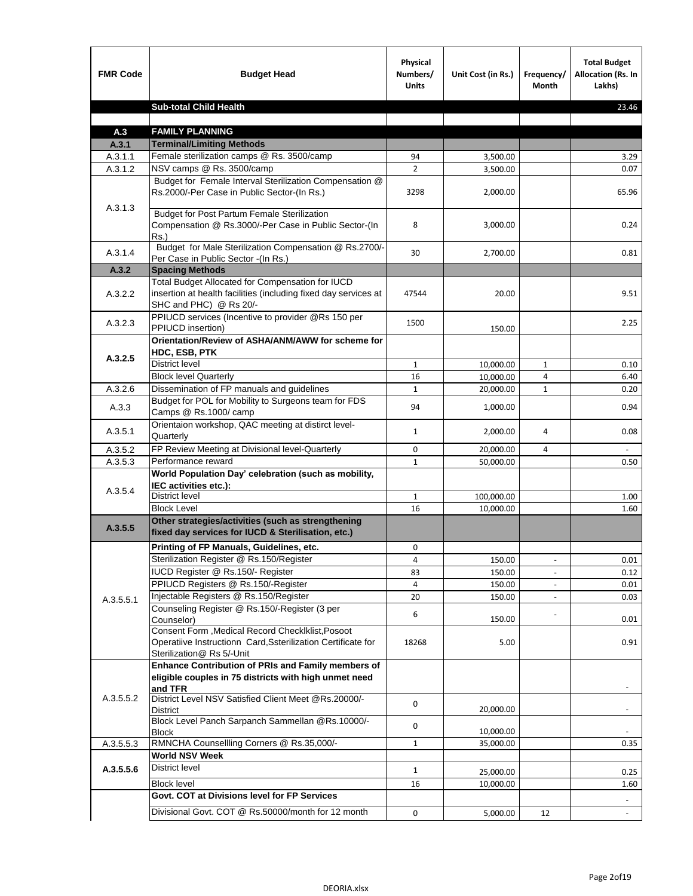| FMR Code | Budget Head | Physical Numbers/ Units | Unit Cost (in Rs.) | Frequency/ Month | Total Budget Allocation (Rs. In Lakhs) |
|---|---|---|---|---|---|
| | **Sub-total Child Health** | | | | 23.46 |
| | | | | | |
| **A.3** | **FAMILY PLANNING** | | | | |
| **A.3.1** | **Terminal/Limiting Methods** | | | | |
| A.3.1.1 | Female sterilization camps @ Rs. 3500/camp | 94 | 3,500.00 | | 3.29 |
| A.3.1.2 | NSV camps @ Rs. 3500/camp | 2 | 3,500.00 | | 0.07 |
| A.3.1.3 | Budget for Female Interval Sterilization Compensation @ Rs.2000/-Per Case in Public Sector-(In Rs.) | 3298 | 2,000.00 | | 65.96 |
| | Budget for Post Partum Female Sterilization Compensation @ Rs.3000/-Per Case in Public Sector-(In Rs.) | 8 | 3,000.00 | | 0.24 |
| A.3.1.4 | Budget for Male Sterilization Compensation @ Rs.2700/-Per Case in Public Sector -(In Rs.) | 30 | 2,700.00 | | 0.81 |
| **A.3.2** | **Spacing Methods** | | | | |
| A.3.2.2 | Total Budget Allocated for Compensation for IUCD insertion at health facilities (including fixed day services at SHC and PHC) @ Rs 20/- | 47544 | 20.00 | | 9.51 |
| A.3.2.3 | PPIUCD services (Incentive to provider @Rs 150 per PPIUCD insertion) | 1500 | 150.00 | | 2.25 |
| **A.3.2.5** | **Orientation/Review of ASHA/ANM/AWW for scheme for HDC, ESB, PTK** | | | | |
| | District level | 1 | 10,000.00 | 1 | 0.10 |
| | Block level Quarterly | 16 | 10,000.00 | 4 | 6.40 |
| A.3.2.6 | Dissemination of FP manuals and guidelines | 1 | 20,000.00 | 1 | 0.20 |
| A.3.3 | Budget for POL for Mobility to Surgeons team for FDS Camps @ Rs.1000/ camp | 94 | 1,000.00 | | 0.94 |
| A.3.5.1 | Orientaion workshop, QAC meeting at distirct level-Quarterly | 1 | 2,000.00 | 4 | 0.08 |
| A.3.5.2 | FP Review Meeting at Divisional level-Quarterly | 0 | 20,000.00 | 4 | - |
| A.3.5.3 | Performance reward | 1 | 50,000.00 | | 0.50 |
| A.3.5.4 | **World Population Day' celebration (such as mobility, IEC activities etc.):** | | | | |
| | District level | 1 | 100,000.00 | | 1.00 |
| | Block Level | 16 | 10,000.00 | | 1.60 |
| **A.3.5.5** | **Other strategies/activities (such as strengthening fixed day services for IUCD & Sterilisation, etc.)** | | | | |
| A.3.5.5.1 | **Printing of FP Manuals, Guidelines, etc.** | 0 | | | |
| | Sterilization Register @ Rs.150/Register | 4 | 150.00 | - | 0.01 |
| | IUCD Register @ Rs.150/- Register | 83 | 150.00 | - | 0.12 |
| | PPIUCD Registers @ Rs.150/-Register | 4 | 150.00 | - | 0.01 |
| | Injectable Registers @ Rs.150/Register | 20 | 150.00 | - | 0.03 |
| | Counseling Register @ Rs.150/-Register (3 per Counselor) | 6 | 150.00 | - | 0.01 |
| | Consent Form ,Medical Record Checklklist,Posoot Operatiive Instructionn Card,Ssterilization Certificate for Sterilization@ Rs 5/-Unit | 18268 | 5.00 | | 0.91 |
| A.3.5.5.2 | **Enhance Contribution of PRIs and Family members of eligible couples in 75 districts with high unmet need and TFR** | | | | - |
| | District Level NSV Satisfied Client Meet @Rs.20000/-District | 0 | 20,000.00 | | - |
| | Block Level Panch Sarpanch Sammellan @Rs.10000/-Block | 0 | 10,000.00 | | - |
| A.3.5.5.3 | RMNCHA Counsellling Corners @ Rs.35,000/- | 1 | 35,000.00 | | 0.35 |
| **A.3.5.5.6** | **World NSV Week** | | | | |
| | District level | 1 | 25,000.00 | | 0.25 |
| | Block level | 16 | 10,000.00 | | 1.60 |
| | **Govt. COT at Divisions level for FP Services** | | | | - |
| | Divisional Govt. COT @ Rs.50000/month for 12 month | 0 | 5,000.00 | 12 | - |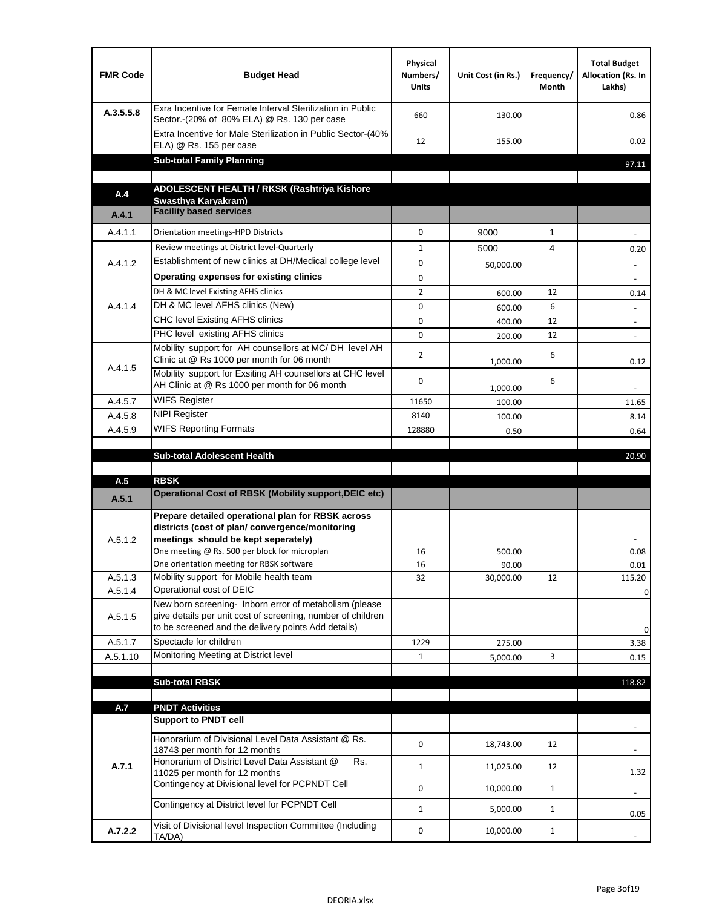| FMR Code | Budget Head | Physical Numbers/ Units | Unit Cost (in Rs.) | Frequency/ Month | Total Budget Allocation (Rs. In Lakhs) |
|---|---|---|---|---|---|
| A.3.5.5.8 | Exra Incentive for Female Interval Sterilization in Public Sector.-(20% of 80% ELA) @ Rs. 130 per case | 660 | 130.00 | | 0.86 |
| | Extra Incentive for Male Sterilization in Public Sector-(40% ELA) @ Rs. 155 per case | 12 | 155.00 | | 0.02 |
| | **Sub-total Family Planning** | | | | 97.11 |
| | | | | | |
| **A.4** | **ADOLESCENT HEALTH / RKSK (Rashtriya Kishore Swasthya Karyakram)** | | | | |
| **A.4.1** | **Facility based services** | | | | |
| A.4.1.1 | Orientation meetings-HPD Districts | 0 | 9000 | 1 | - |
| | Review meetings at District level-Quarterly | 1 | 5000 | 4 | 0.20 |
| A.4.1.2 | Establishment of new clinics at DH/Medical college level | 0 | 50,000.00 | | - |
| A.4.1.4 | **Operating expenses for existing clinics** | 0 | | | - |
| | DH & MC level Existing AFHS clinics | 2 | 600.00 | 12 | 0.14 |
| | DH & MC level AFHS clinics (New) | 0 | 600.00 | 6 | - |
| | CHC level Existing AFHS clinics | 0 | 400.00 | 12 | - |
| | PHC level existing AFHS clinics | 0 | 200.00 | 12 | - |
| A.4.1.5 | Mobility support for AH counsellors at MC/ DH level AH Clinic at @ Rs 1000 per month for 06 month | 2 | 1,000.00 | 6 | 0.12 |
| | Mobility support for Exsiting AH counsellors at CHC level AH Clinic at @ Rs 1000 per month for 06 month | 0 | 1,000.00 | 6 | - |
| A.4.5.7 | WIFS Register | 11650 | 100.00 | | 11.65 |
| A.4.5.8 | NIPI Register | 8140 | 100.00 | | 8.14 |
| A.4.5.9 | WIFS Reporting Formats | 128880 | 0.50 | | 0.64 |
| | | | | | |
| | **Sub-total Adolescent Health** | | | | 20.90 |
| | | | | | |
| **A.5** | **RBSK** | | | | |
| **A.5.1** | **Operational Cost of RBSK (Mobility support,DEIC etc)** | | | | |
| A.5.1.2 | **Prepare detailed operational plan for RBSK across districts (cost of plan/ convergence/monitoring meetings should be kept seperately)** | | | | - |
| | One meeting @ Rs. 500 per block for microplan | 16 | 500.00 | | 0.08 |
| | One orientation meeting for RBSK software | 16 | 90.00 | | 0.01 |
| A.5.1.3 | Mobility support for Mobile health team | 32 | 30,000.00 | 12 | 115.20 |
| A.5.1.4 | Operational cost of DEIC | | | | 0 |
| A.5.1.5 | New born screening- Inborn error of metabolism (please give details per unit cost of screening, number of children to be screened and the delivery points Add details) | | | | 0 |
| A.5.1.7 | Spectacle for children | 1229 | 275.00 | | 3.38 |
| A.5.1.10 | Monitoring Meeting at District level | 1 | 5,000.00 | 3 | 0.15 |
| | | | | | |
| | **Sub-total RBSK** | | | | 118.82 |
| | | | | | |
| **A.7** | **PNDT Activities** | | | | |
| **A.7.1** | **Support to PNDT cell** | | | | - |
| | Honorarium of Divisional Level Data Assistant @ Rs. 18743 per month for 12 months | 0 | 18,743.00 | 12 | - |
| | Honorarium of District Level Data Assistant @ Rs. 11025 per month for 12 months | 1 | 11,025.00 | 12 | 1.32 |
| | Contingency at Divisional level for PCPNDT Cell | 0 | 10,000.00 | 1 | - |
| | Contingency at District level for PCPNDT Cell | 1 | 5,000.00 | 1 | 0.05 |
| **A.7.2.2** | Visit of Divisional level Inspection Committee (Including TA/DA) | 0 | 10,000.00 | 1 | - |

DEORIA.xlsx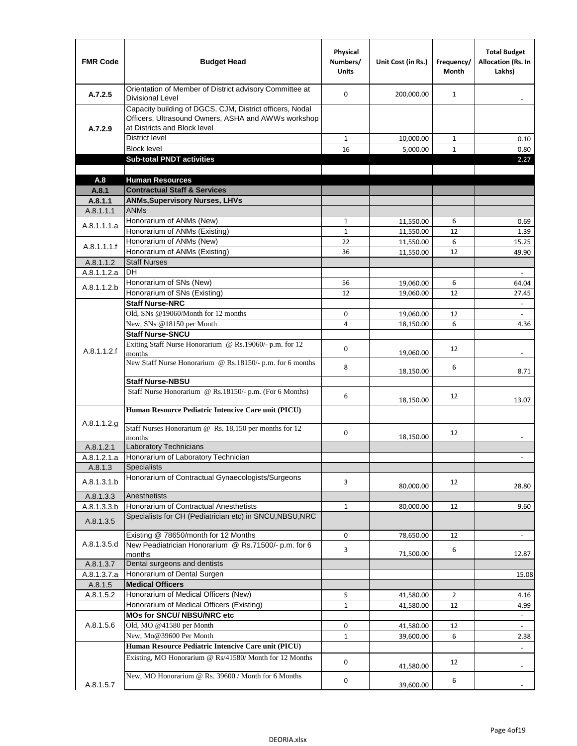| FMR Code | Budget Head | Physical Numbers/ Units | Unit Cost (in Rs.) | Frequency/ Month | Total Budget Allocation (Rs. In Lakhs) |
|---|---|---|---|---|---|
| A.7.2.5 | Orientation of Member of District advisory Committee at Divisional Level | 0 | 200,000.00 | 1 | - |
| A.7.2.9 | Capacity building of DGCS, CJM, District officers, Nodal Officers, Ultrasound Owners, ASHA and AWWs workshop at Districts and Block level | | | | |
| | District level | 1 | 10,000.00 | 1 | 0.10 |
| | Block level | 16 | 5,000.00 | 1 | 0.80 |
| | **Sub-total PNDT activities** | | | | 2.27 |
| | | | | | |
| **A.8** | **Human Resources** | | | | |
| **A.8.1** | **Contractual Staff & Services** | | | | |
| **A.8.1.1** | **ANMs,Supervisory Nurses, LHVs** | | | | |
| A.8.1.1.1 | ANMs | | | | |
| A.8.1.1.1.a | Honorarium of ANMs (New) | 1 | 11,550.00 | 6 | 0.69 |
| | Honorarium of ANMs (Existing) | 1 | 11,550.00 | 12 | 1.39 |
| A.8.1.1.1.f | Honorarium of ANMs (New) | 22 | 11,550.00 | 6 | 15.25 |
| | Honorarium of ANMs (Existing) | 36 | 11,550.00 | 12 | 49.90 |
| A.8.1.1.2 | Staff Nurses | | | | |
| A.8.1.1.2.a | DH | | | | - |
| A.8.1.1.2.b | Honorarium of SNs (New) | 56 | 19,060.00 | 6 | 64.04 |
| | Honorarium of SNs (Existing) | 12 | 19,060.00 | 12 | 27.45 |
| A.8.1.1.2.f | **Staff Nurse-NRC** | | | | - |
| | Old, SNs @19060/Month for 12 months | 0 | 19,060.00 | 12 | - |
| | New, SNs @18150 per Month | 4 | 18,150.00 | 6 | 4.36 |
| | **Staff Nurse-SNCU** | | | | |
| | Exiting Staff Nurse Honorarium @ Rs.19060/- p.m. for 12 months | 0 | 19,060.00 | 12 | - |
| | New Staff Nurse Honorarium @ Rs.18150/- p.m. for 6 months | 8 | 18,150.00 | 6 | 8.71 |
| | **Staff Nurse-NBSU** | | | | |
| | Staff Nurse Honorarium @ Rs.18150/- p.m. (For 6 Months) | 6 | 18,150.00 | 12 | 13.07 |
| A.8.1.1.2.g | **Human Resource Pediatric Intencive Care unit (PICU)** | | | | |
| | Staff Nurses Honorarium @ Rs. 18,150 per months for 12 months | 0 | 18,150.00 | 12 | - |
| A.8.1.2.1 | Laboratory Technicians | | | | |
| A.8.1.2.1.a | Honorarium of Laboratory Technician | | | | - |
| A.8.1.3 | Specialists | | | | |
| A.8.1.3.1.b | Honorarium of Contractual Gynaecologists/Surgeons | 3 | 80,000.00 | 12 | 28.80 |
| A.8.1.3.3 | Anesthetists | | | | |
| A.8.1.3.3.b | Honorarium of Contractual Anesthetists | 1 | 80,000.00 | 12 | 9.60 |
| A.8.1.3.5 | Specialists for CH (Pediatrician etc) in SNCU,NBSU,NRC | | | | |
| A.8.1.3.5.d | Existing @ 78650/month for 12 Months | 0 | 78,650.00 | 12 | - |
| | New Peadiatrician Honorarium @ Rs.71500/- p.m. for 6 months | 3 | 71,500.00 | 6 | 12.87 |
| A.8.1.3.7 | Dental surgeons and dentists | | | | |
| A.8.1.3.7.a | Honorarium of Dental Surgen | | | | 15.08 |
| A.8.1.5 | **Medical Officers** | | | | |
| A.8.1.5.2 | Honorarium of Medical Officers (New) | 5 | 41,580.00 | 2 | 4.16 |
| | Honorarium of Medical Officers (Existing) | 1 | 41,580.00 | 12 | 4.99 |
| A.8.1.5.6 | **MOs for SNCU/ NBSU/NRC etc** | | | | - |
| | Old, MO @41580 per Month | 0 | 41,580.00 | 12 | - |
| | New, Mo@39600 Per Month | 1 | 39,600.00 | 6 | 2.38 |
| A.8.1.5.7 | **Human Resource Pediatric Intencive Care unit (PICU)** | | | | - |
| | Existing, MO Honorarium @ Rs/41580/ Month for 12 Months | 0 | 41,580.00 | 12 | - |
| | New, MO Honorarium @ Rs. 39600 / Month for 6 Months | 0 | 39,600.00 | 6 | - |

DEORIA.xlsx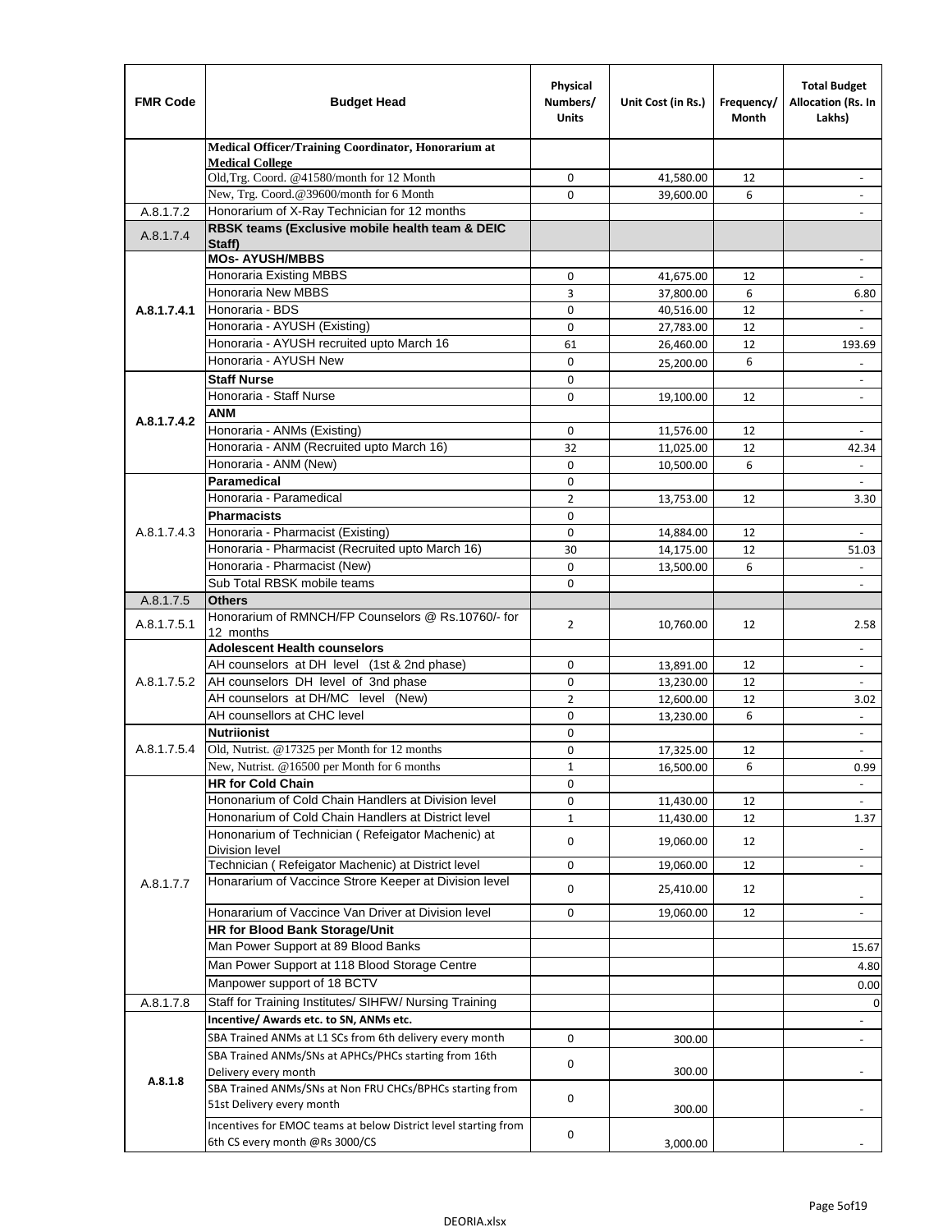| FMR Code | Budget Head | Physical Numbers/ Units | Unit Cost (in Rs.) | Frequency/ Month | Total Budget Allocation (Rs. In Lakhs) |
|---|---|---|---|---|---|
| | **Medical Officer/Training Coordinator, Honorarium at Medical College** | | | | |
| | Old,Trg. Coord. @41580/month for 12 Month | 0 | 41,580.00 | 12 | - |
| | New, Trg. Coord.@39600/month for 6 Month | 0 | 39,600.00 | 6 | - |
| A.8.1.7.2 | Honorarium of X-Ray Technician for 12 months | | | | - |
| A.8.1.7.4 | **RBSK teams (Exclusive mobile health team & DEIC Staff)** | | | | |
| | **MOs- AYUSH/MBBS** | | | | - |
| A.8.1.7.4.1 | Honoraria Existing MBBS | 0 | 41,675.00 | 12 | - |
| | Honoraria New MBBS | 3 | 37,800.00 | 6 | 6.80 |
| | Honoraria - BDS | 0 | 40,516.00 | 12 | - |
| | Honoraria - AYUSH (Existing) | 0 | 27,783.00 | 12 | - |
| | Honoraria - AYUSH recruited upto March 16 | 61 | 26,460.00 | 12 | 193.69 |
| | Honoraria - AYUSH New | 0 | 25,200.00 | 6 | - |
| A.8.1.7.4.2 | **Staff Nurse** | 0 | | | - |
| | Honoraria - Staff Nurse | 0 | 19,100.00 | 12 | - |
| | **ANM** | | | | |
| | Honoraria - ANMs (Existing) | 0 | 11,576.00 | 12 | - |
| | Honoraria - ANM (Recruited upto March 16) | 32 | 11,025.00 | 12 | 42.34 |
| | Honoraria - ANM (New) | 0 | 10,500.00 | 6 | - |
| A.8.1.7.4.3 | **Paramedical** | 0 | | | - |
| | Honoraria - Paramedical | 2 | 13,753.00 | 12 | 3.30 |
| | **Pharmacists** | 0 | | | |
| | Honoraria - Pharmacist (Existing) | 0 | 14,884.00 | 12 | - |
| | Honoraria - Pharmacist (Recruited upto March 16) | 30 | 14,175.00 | 12 | 51.03 |
| | Honoraria - Pharmacist (New) | 0 | 13,500.00 | 6 | - |
| | Sub Total RBSK mobile teams | 0 | | | - |
| A.8.1.7.5 | **Others** | | | | |
| A.8.1.7.5.1 | Honorarium of RMNCH/FP Counselors @ Rs.10760/- for 12 months | 2 | 10,760.00 | 12 | 2.58 |
| A.8.1.7.5.2 | **Adolescent Health counselors** | | | | - |
| | AH counselors at DH level (1st & 2nd phase) | 0 | 13,891.00 | 12 | - |
| | AH counselors DH level of 3nd phase | 0 | 13,230.00 | 12 | - |
| | AH counselors at DH/MC level (New) | 2 | 12,600.00 | 12 | 3.02 |
| | AH counsellors at CHC level | 0 | 13,230.00 | 6 | - |
| A.8.1.7.5.4 | **Nutriionist** | 0 | | | - |
| | Old, Nutrist. @17325 per Month for 12 months | 0 | 17,325.00 | 12 | - |
| | New, Nutrist. @16500 per Month for 6 months | 1 | 16,500.00 | 6 | 0.99 |
| A.8.1.7.7 | **HR for Cold Chain** | 0 | | | - |
| | Hononarium of Cold Chain Handlers at Division level | 0 | 11,430.00 | 12 | - |
| | Hononarium of Cold Chain Handlers at District level | 1 | 11,430.00 | 12 | 1.37 |
| | Hononarium of Technician ( Refeigator Machenic) at Division level | 0 | 19,060.00 | 12 | - |
| | Technician ( Refeigator Machenic) at District level | 0 | 19,060.00 | 12 | - |
| | Honararium of Vaccince Strore Keeper at Division level | 0 | 25,410.00 | 12 | - |
| | Honararium of Vaccince Van Driver at Division level | 0 | 19,060.00 | 12 | - |
| | **HR for Blood Bank Storage/Unit** | | | | |
| | Man Power Support at 89 Blood Banks | | | | 15.67 |
| | Man Power Support at 118 Blood Storage Centre | | | | 4.80 |
| | Manpower support of 18 BCTV | | | | 0.00 |
| A.8.1.7.8 | Staff for Training Institutes/ SIHFW/ Nursing Training | | | | 0 |
| A.8.1.8 | **Incentive/ Awards etc. to SN, ANMs etc.** | | | | - |
| | SBA Trained ANMs at L1 SCs from 6th delivery every month | 0 | 300.00 | | - |
| | SBA Trained ANMs/SNs at APHCs/PHCs starting from 16th Delivery every month | 0 | 300.00 | | - |
| | SBA Trained ANMs/SNs at Non FRU CHCs/BPHCs starting from 51st Delivery every month | 0 | 300.00 | | - |
| | Incentives for EMOC teams at below District level starting from 6th CS every month @Rs 3000/CS | 0 | 3,000.00 | | - |

DEORIA.xlsx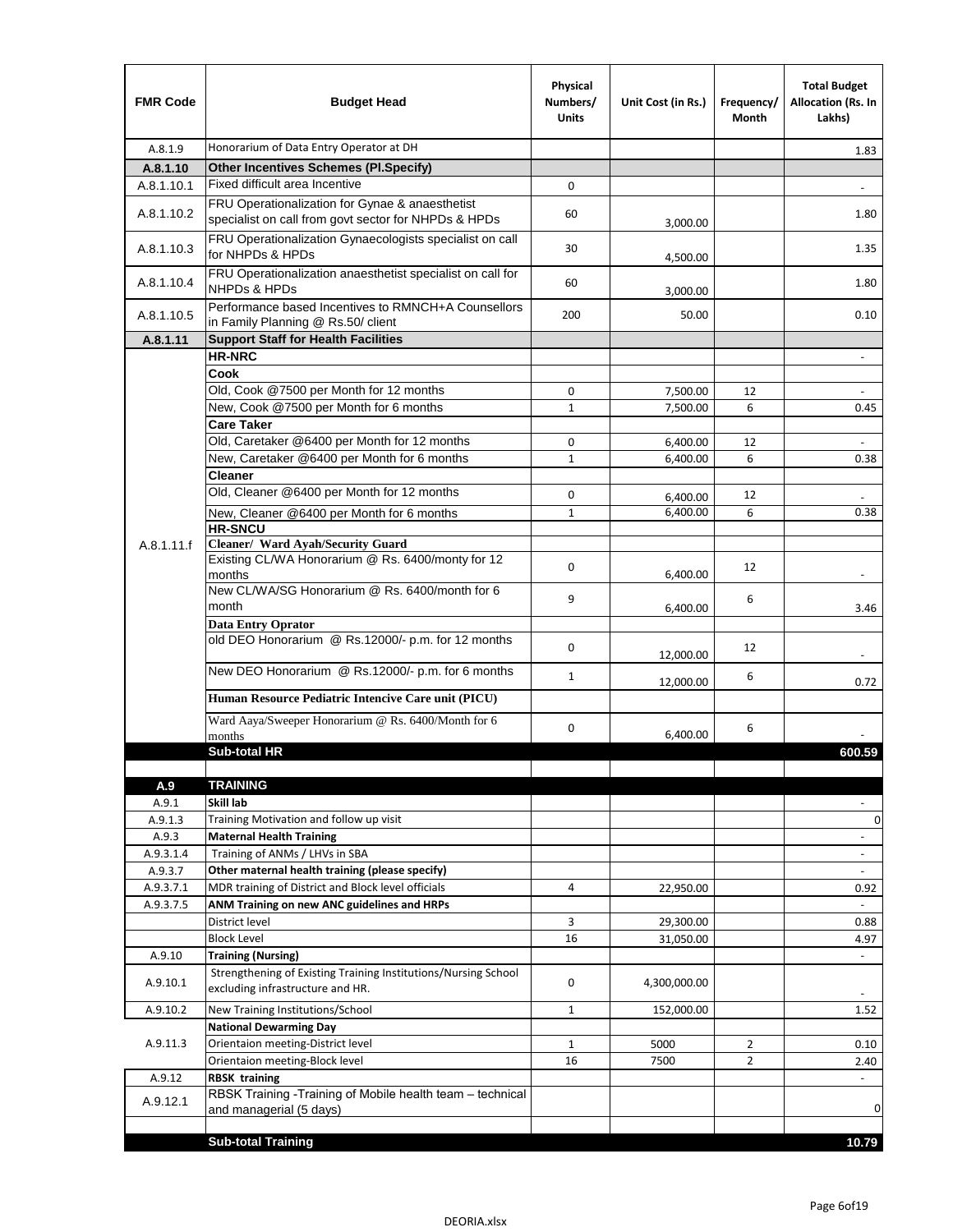| FMR Code | Budget Head | Physical Numbers/ Units | Unit Cost (in Rs.) | Frequency/ Month | Total Budget Allocation (Rs. In Lakhs) |
|---|---|---|---|---|---|
| A.8.1.9 | Honorarium of Data Entry Operator at DH | | | | 1.83 |
| **A.8.1.10** | **Other Incentives Schemes (Pl.Specify)** | | | | |
| A.8.1.10.1 | Fixed difficult area Incentive | 0 | | | - |
| A.8.1.10.2 | FRU Operationalization for Gynae & anaesthetist specialist on call from govt sector for NHPDs & HPDs | 60 | 3,000.00 | | 1.80 |
| A.8.1.10.3 | FRU Operationalization Gynaecologists specialist on call for NHPDs & HPDs | 30 | 4,500.00 | | 1.35 |
| A.8.1.10.4 | FRU Operationalization anaesthetist specialist on call for NHPDs & HPDs | 60 | 3,000.00 | | 1.80 |
| A.8.1.10.5 | Performance based Incentives to RMNCH+A Counsellors in Family Planning @ Rs.50/ client | 200 | 50.00 | | 0.10 |
| **A.8.1.11** | **Support Staff for Health Facilities** | | | | |
| A.8.1.11.f | **HR-NRC** | | | | - |
| | **Cook** | | | | |
| | Old, Cook @7500 per Month for 12 months | 0 | 7,500.00 | 12 | - |
| | New, Cook @7500 per Month for 6 months | 1 | 7,500.00 | 6 | 0.45 |
| | **Care Taker** | | | | |
| | Old, Caretaker @6400 per Month for 12 months | 0 | 6,400.00 | 12 | - |
| | New, Caretaker @6400 per Month for 6 months | 1 | 6,400.00 | 6 | 0.38 |
| | **Cleaner** | | | | |
| | Old, Cleaner @6400 per Month for 12 months | 0 | 6,400.00 | 12 | - |
| | New, Cleaner @6400 per Month for 6 months | 1 | 6,400.00 | 6 | 0.38 |
| | **HR-SNCU** | | | | |
| | **Cleaner/ Ward Ayah/Security Guard** | | | | |
| | Existing CL/WA Honorarium @ Rs. 6400/monty for 12 months | 0 | 6,400.00 | 12 | - |
| | New CL/WA/SG Honorarium @ Rs. 6400/month for 6 month | 9 | 6,400.00 | 6 | 3.46 |
| | **Data Entry Oprator** | | | | |
| | old DEO Honorarium @ Rs.12000/- p.m. for 12 months | 0 | 12,000.00 | 12 | - |
| | New DEO Honorarium @ Rs.12000/- p.m. for 6 months | 1 | 12,000.00 | 6 | 0.72 |
| | **Human Resource Pediatric Intencive Care unit (PICU)** | | | | |
| | Ward Aaya/Sweeper Honorarium @ Rs. 6400/Month for 6 months | 0 | 6,400.00 | 6 | - |
| | **Sub-total HR** | | | | **600.59** |
| | | | | | |
| **A.9** | **TRAINING** | | | | |
| A.9.1 | **Skill lab** | | | | - |
| A.9.1.3 | Training Motivation and follow up visit | | | | 0 |
| A.9.3 | **Maternal Health Training** | | | | - |
| A.9.3.1.4 | Training of ANMs / LHVs in SBA | | | | - |
| A.9.3.7 | **Other maternal health training (please specify)** | | | | - |
| A.9.3.7.1 | MDR training of District and Block level officials | 4 | 22,950.00 | | 0.92 |
| A.9.3.7.5 | **ANM Training on new ANC guidelines and HRPs** | | | | - |
| | District level | 3 | 29,300.00 | | 0.88 |
| | Block Level | 16 | 31,050.00 | | 4.97 |
| A.9.10 | **Training (Nursing)** | | | | - |
| A.9.10.1 | Strengthening of Existing Training Institutions/Nursing School excluding infrastructure and HR. | 0 | 4,300,000.00 | | - |
| A.9.10.2 | New Training Institutions/School | 1 | 152,000.00 | | 1.52 |
| A.9.11.3 | **National Dewarming Day** | | | | |
| | Orientaion meeting-District level | 1 | 5000 | 2 | 0.10 |
| | Orientaion meeting-Block level | 16 | 7500 | 2 | 2.40 |
| A.9.12 | **RBSK training** | | | | - |
| A.9.12.1 | RBSK Training -Training of Mobile health team – technical and managerial (5 days) | | | | 0 |
| | | | | | |
| | **Sub-total Training** | | | | **10.79** |

DEORIA.xlsx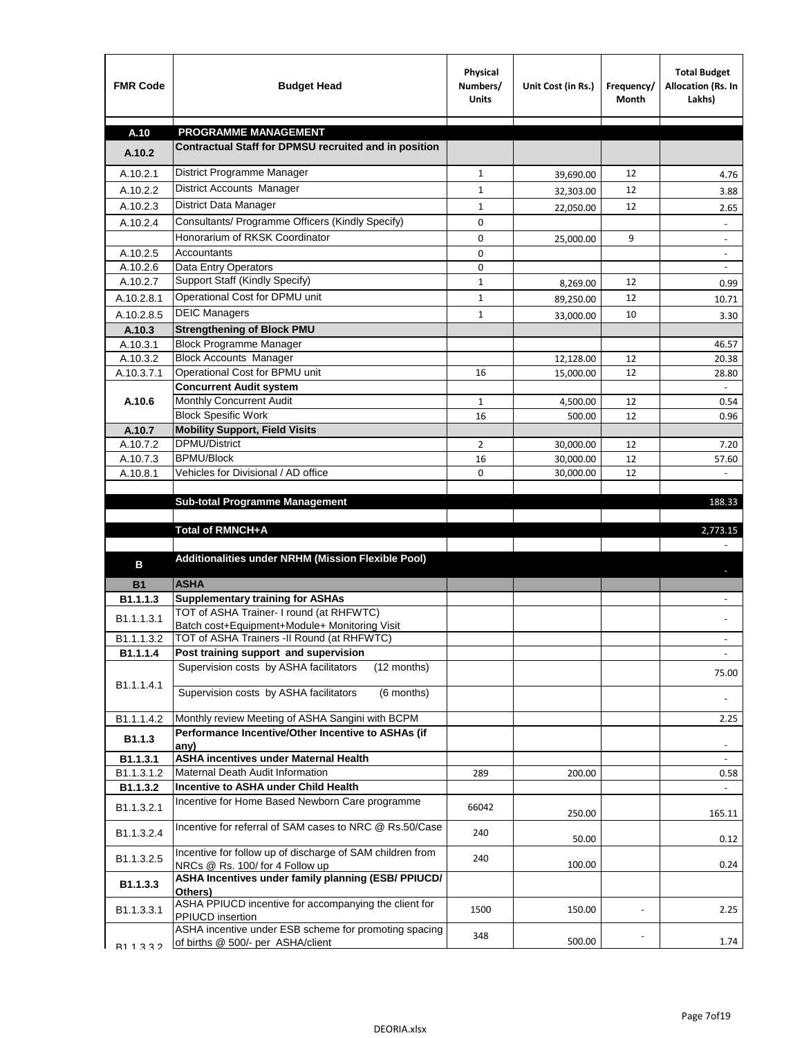| FMR Code | Budget Head | Physical Numbers/ Units | Unit Cost (in Rs.) | Frequency/ Month | Total Budget Allocation (Rs. In Lakhs) |
|---|---|---|---|---|---|
| A.10 | **PROGRAMME MANAGEMENT** | | | | |
| A.10.2 | **Contractual Staff for DPMSU recruited and in position** | | | | |
| A.10.2.1 | District Programme Manager | 1 | 39,690.00 | 12 | 4.76 |
| A.10.2.2 | District Accounts Manager | 1 | 32,303.00 | 12 | 3.88 |
| A.10.2.3 | District Data Manager | 1 | 22,050.00 | 12 | 2.65 |
| A.10.2.4 | Consultants/ Programme Officers (Kindly Specify) | 0 | | | - |
| | Honorarium of RKSK Coordinator | 0 | 25,000.00 | 9 | - |
| A.10.2.5 | Accountants | 0 | | | - |
| A.10.2.6 | Data Entry Operators | 0 | | | - |
| A.10.2.7 | Support Staff (Kindly Specify) | 1 | 8,269.00 | 12 | 0.99 |
| A.10.2.8.1 | Operational Cost for DPMU unit | 1 | 89,250.00 | 12 | 10.71 |
| A.10.2.8.5 | DEIC Managers | 1 | 33,000.00 | 10 | 3.30 |
| A.10.3 | **Strengthening of Block PMU** | | | | |
| A.10.3.1 | Block Programme Manager | | | | 46.57 |
| A.10.3.2 | Block Accounts Manager | | 12,128.00 | 12 | 20.38 |
| A.10.3.7.1 | Operational Cost for BPMU unit | 16 | 15,000.00 | 12 | 28.80 |
| A.10.6 | **Concurrent Audit system** | | | | - |
| | Monthly Concurrent Audit | 1 | 4,500.00 | 12 | 0.54 |
| | Block Spesific Work | 16 | 500.00 | 12 | 0.96 |
| A.10.7 | **Mobility Support, Field Visits** | | | | |
| A.10.7.2 | DPMU/District | 2 | 30,000.00 | 12 | 7.20 |
| A.10.7.3 | BPMU/Block | 16 | 30,000.00 | 12 | 57.60 |
| A.10.8.1 | Vehicles for Divisional / AD office | 0 | 30,000.00 | 12 | - |
| | | | | | |
| | **Sub-total Programme Management** | | | | 188.33 |
| | | | | | |
| | **Total of RMNCH+A** | | | | 2,773.15 |
| | | | | | - |
| B | **Additionalities under NRHM (Mission Flexible Pool)** | | | | - |
| B1 | **ASHA** | | | | |
| B1.1.1.3 | **Supplementary training for ASHAs** | | | | - |
| B1.1.1.3.1 | TOT of ASHA Trainer- I round (at RHFWTC) Batch cost+Equipment+Module+ Monitoring Visit | | | | - |
| B1.1.1.3.2 | TOT of ASHA Trainers -II Round (at RHFWTC) | | | | - |
| B1.1.1.4 | **Post training support and supervision** | | | | - |
| B1.1.1.4.1 | Supervision costs by ASHA facilitators (12 months) | | | | 75.00 |
| | Supervision costs by ASHA facilitators (6 months) | | | | - |
| B1.1.1.4.2 | Monthly review Meeting of ASHA Sangini with BCPM | | | | 2.25 |
| B1.1.3 | **Performance Incentive/Other Incentive to ASHAs (if any)** | | | | - |
| B1.1.3.1 | **ASHA incentives under Maternal Health** | | | | - |
| B1.1.3.1.2 | Maternal Death Audit Information | 289 | 200.00 | | 0.58 |
| B1.1.3.2 | **Incentive to ASHA under Child Health** | | | | - |
| B1.1.3.2.1 | Incentive for Home Based Newborn Care programme | 66042 | 250.00 | | 165.11 |
| B1.1.3.2.4 | Incentive for referral of SAM cases to NRC @ Rs.50/Case | 240 | 50.00 | | 0.12 |
| B1.1.3.2.5 | Incentive for follow up of discharge of SAM children from NRCs @ Rs. 100/ for 4 Follow up | 240 | 100.00 | | 0.24 |
| B1.1.3.3 | **ASHA Incentives under family planning (ESB/ PPIUCD/ Others)** | | | | |
| B1.1.3.3.1 | ASHA PPIUCD incentive for accompanying the client for PPIUCD insertion | 1500 | 150.00 | - | 2.25 |
| B1.1.3.3.2 | ASHA incentive under ESB scheme for promoting spacing of births @ 500/- per ASHA/client | 348 | 500.00 | - | 1.74 |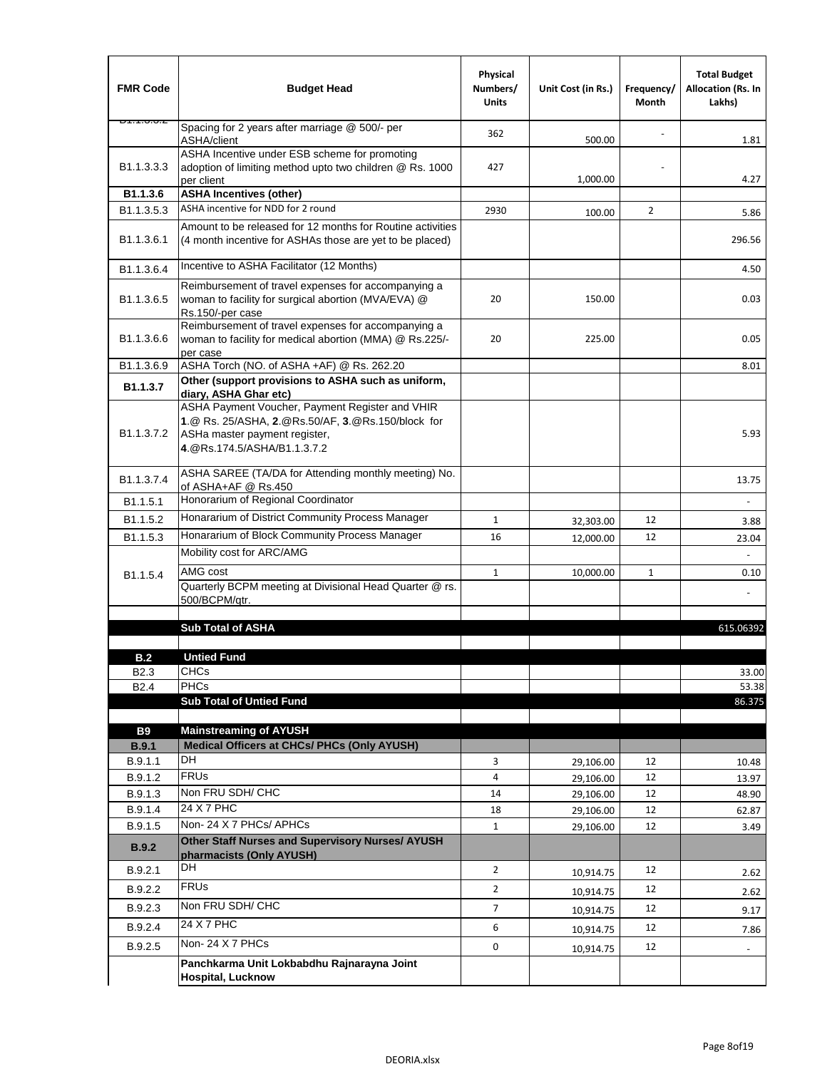| FMR Code | Budget Head | Physical Numbers/ Units | Unit Cost (in Rs.) | Frequency/ Month | Total Budget Allocation (Rs. In Lakhs) |
|---|---|---|---|---|---|
| B1.1.3.3.2 | Spacing for 2 years after marriage @ 500/- per ASHA/client | 362 | 500.00 | - | 1.81 |
| B1.1.3.3.3 | ASHA Incentive under ESB scheme for promoting adoption of limiting method upto two children @ Rs. 1000 per client | 427 | 1,000.00 | - | 4.27 |
| **B1.1.3.6** | **ASHA Incentives (other)** | | | | |
| B1.1.3.5.3 | ASHA incentive for NDD for 2 round | 2930 | 100.00 | 2 | 5.86 |
| B1.1.3.6.1 | Amount to be released for 12 months for Routine activities (4 month incentive for ASHAs those are yet to be placed) | | | | 296.56 |
| B1.1.3.6.4 | Incentive to ASHA Facilitator (12 Months) | | | | 4.50 |
| B1.1.3.6.5 | Reimbursement of travel expenses for accompanying a woman to facility for surgical abortion (MVA/EVA) @ Rs.150/-per case | 20 | 150.00 | | 0.03 |
| B1.1.3.6.6 | Reimbursement of travel expenses for accompanying a woman to facility for medical abortion (MMA) @ Rs.225/- per case | 20 | 225.00 | | 0.05 |
| B1.1.3.6.9 | ASHA Torch (NO. of ASHA +AF) @ Rs. 262.20 | | | | 8.01 |
| **B1.1.3.7** | **Other (support provisions to ASHA such as uniform, diary, ASHA Ghar etc)** | | | | |
| B1.1.3.7.2 | ASHA Payment Voucher, Payment Register and VHIR **1**.@ Rs. 25/ASHA, **2**.@Rs.50/AF, **3**.@Rs.150/block for ASHa master payment register, **4**.@Rs.174.5/ASHA/B1.1.3.7.2 | | | | 5.93 |
| B1.1.3.7.4 | ASHA SAREE (TA/DA for Attending monthly meeting) No. of ASHA+AF @ Rs.450 | | | | 13.75 |
| B1.1.5.1 | Honorarium of Regional Coordinator | | | | - |
| B1.1.5.2 | Honararium of District Community Process Manager | 1 | 32,303.00 | 12 | 3.88 |
| B1.1.5.3 | Honararium of Block Community Process Manager | 16 | 12,000.00 | 12 | 23.04 |
| B1.1.5.4 | Mobility cost for ARC/AMG | | | | - |
| | AMG cost | 1 | 10,000.00 | 1 | 0.10 |
| | Quarterly BCPM meeting at Divisional Head Quarter @ rs. 500/BCPM/qtr. | | | | - |
| | | | | | |
| | **Sub Total of ASHA** | | | | 615.06392 |
| | | | | | |
| **B.2** | **Untied Fund** | | | | |
| B2.3 | CHCs | | | | 33.00 |
| B2.4 | PHCs | | | | 53.38 |
| | **Sub Total of Untied Fund** | | | | 86.375 |
| | | | | | |
| **B9** | **Mainstreaming of AYUSH** | | | | |
| **B.9.1** | **Medical Officers at CHCs/ PHCs (Only AYUSH)** | | | | |
| B.9.1.1 | DH | 3 | 29,106.00 | 12 | 10.48 |
| B.9.1.2 | FRUs | 4 | 29,106.00 | 12 | 13.97 |
| B.9.1.3 | Non FRU SDH/ CHC | 14 | 29,106.00 | 12 | 48.90 |
| B.9.1.4 | 24 X 7 PHC | 18 | 29,106.00 | 12 | 62.87 |
| B.9.1.5 | Non- 24 X 7 PHCs/ APHCs | 1 | 29,106.00 | 12 | 3.49 |
| **B.9.2** | **Other Staff Nurses and Supervisory Nurses/ AYUSH pharmacists (Only AYUSH)** | | | | |
| B.9.2.1 | DH | 2 | 10,914.75 | 12 | 2.62 |
| B.9.2.2 | FRUs | 2 | 10,914.75 | 12 | 2.62 |
| B.9.2.3 | Non FRU SDH/ CHC | 7 | 10,914.75 | 12 | 9.17 |
| B.9.2.4 | 24 X 7 PHC | 6 | 10,914.75 | 12 | 7.86 |
| B.9.2.5 | Non- 24 X 7 PHCs | 0 | 10,914.75 | 12 | - |
| | **Panchkarma Unit Lokbabdhu Rajnarayna Joint Hospital, Lucknow** | | | | |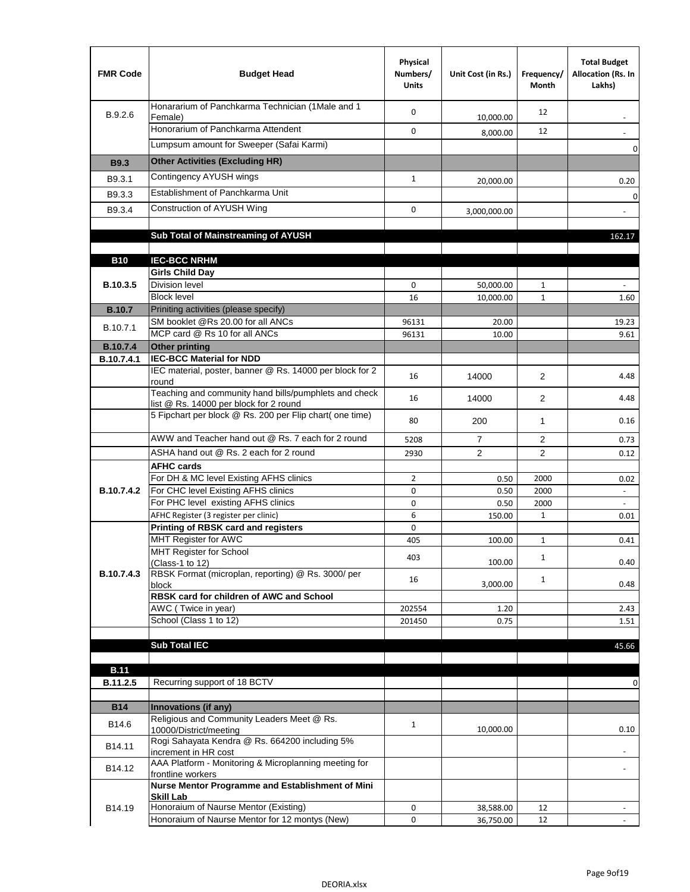| FMR Code | Budget Head | Physical Numbers/ Units | Unit Cost (in Rs.) | Frequency/ Month | Total Budget Allocation (Rs. In Lakhs) |
|---|---|---|---|---|---|
| B.9.2.6 | Honararium of Panchkarma Technician (1Male and 1 Female) | 0 | 10,000.00 | 12 | - |
| | Honorarium of Panchkarma Attendent | 0 | 8,000.00 | 12 | - |
| | Lumpsum amount for Sweeper (Safai Karmi) | | | | 0 |
| **B9.3** | **Other Activities (Excluding HR)** | | | | |
| B9.3.1 | Contingency AYUSH wings | 1 | 20,000.00 | | 0.20 |
| B9.3.3 | Establishment of Panchkarma Unit | | | | 0 |
| B9.3.4 | Construction of AYUSH Wing | 0 | 3,000,000.00 | | - |
| | | | | | |
| | **Sub Total of Mainstreaming of AYUSH** | | | | 162.17 |
| | | | | | |
| **B10** | **IEC-BCC NRHM** | | | | |
| | **Girls Child Day** | | | | |
| **B.10.3.5** | Division level | 0 | 50,000.00 | 1 | - |
| | Block level | 16 | 10,000.00 | 1 | 1.60 |
| **B.10.7** | Priniting activities (please specify) | | | | |
| B.10.7.1 | SM booklet @Rs 20.00 for all ANCs | 96131 | 20.00 | | 19.23 |
| | MCP card @ Rs 10 for all ANCs | 96131 | 10.00 | | 9.61 |
| **B.10.7.4** | **Other printing** | | | | |
| **B.10.7.4.1** | **IEC-BCC Material for NDD** | | | | |
| | IEC material, poster, banner @ Rs. 14000 per block for 2 round | 16 | 14000 | 2 | 4.48 |
| | Teaching and community hand bills/pumphlets and check list @ Rs. 14000 per block for 2 round | 16 | 14000 | 2 | 4.48 |
| | 5 Fipchart per block @ Rs. 200 per Flip chart( one time) | 80 | 200 | 1 | 0.16 |
| | AWW and Teacher hand out @ Rs. 7 each for 2 round | 5208 | 7 | 2 | 0.73 |
| | ASHA hand out @ Rs. 2 each for 2 round | 2930 | 2 | 2 | 0.12 |
| | **AFHC cards** | | | | |
| **B.10.7.4.2** | For DH & MC level Existing AFHS clinics | 2 | 0.50 | 2000 | 0.02 |
| | For CHC level Existing AFHS clinics | 0 | 0.50 | 2000 | - |
| | For PHC level existing AFHS clinics | 0 | 0.50 | 2000 | - |
| | AFHC Register (3 register per clinic) | 6 | 150.00 | 1 | 0.01 |
| **B.10.7.4.3** | **Printing of RBSK card and registers** | 0 | | | |
| | MHT Register for AWC | 405 | 100.00 | 1 | 0.41 |
| | MHT Register for School (Class-1 to 12) | 403 | 100.00 | 1 | 0.40 |
| | RBSK Format (microplan, reporting) @ Rs. 3000/ per block | 16 | 3,000.00 | 1 | 0.48 |
| | **RBSK card for children of AWC and School** | | | | |
| | AWC ( Twice in year) | 202554 | 1.20 | | 2.43 |
| | School (Class 1 to 12) | 201450 | 0.75 | | 1.51 |
| | | | | | |
| | **Sub Total IEC** | | | | 45.66 |
| | | | | | |
| **B.11** | | | | | |
| **B.11.2.5** | Recurring support of 18 BCTV | | | | 0 |
| | | | | | |
| **B14** | **Innovations (if any)** | | | | |
| B14.6 | Religious and Community Leaders Meet @ Rs. 10000/District/meeting | 1 | 10,000.00 | | 0.10 |
| B14.11 | Rogi Sahayata Kendra @ Rs. 664200 including 5% increment in HR cost | | | | - |
| B14.12 | AAA Platform - Monitoring & Microplanning meeting for frontline workers | | | | - |
| B14.19 | **Nurse Mentor Programme and Establishment of Mini Skill Lab** | | | | |
| | Honoraium of Naurse Mentor (Existing) | 0 | 38,588.00 | 12 | - |
| | Honoraium of Naurse Mentor for 12 montys (New) | 0 | 36,750.00 | 12 | - |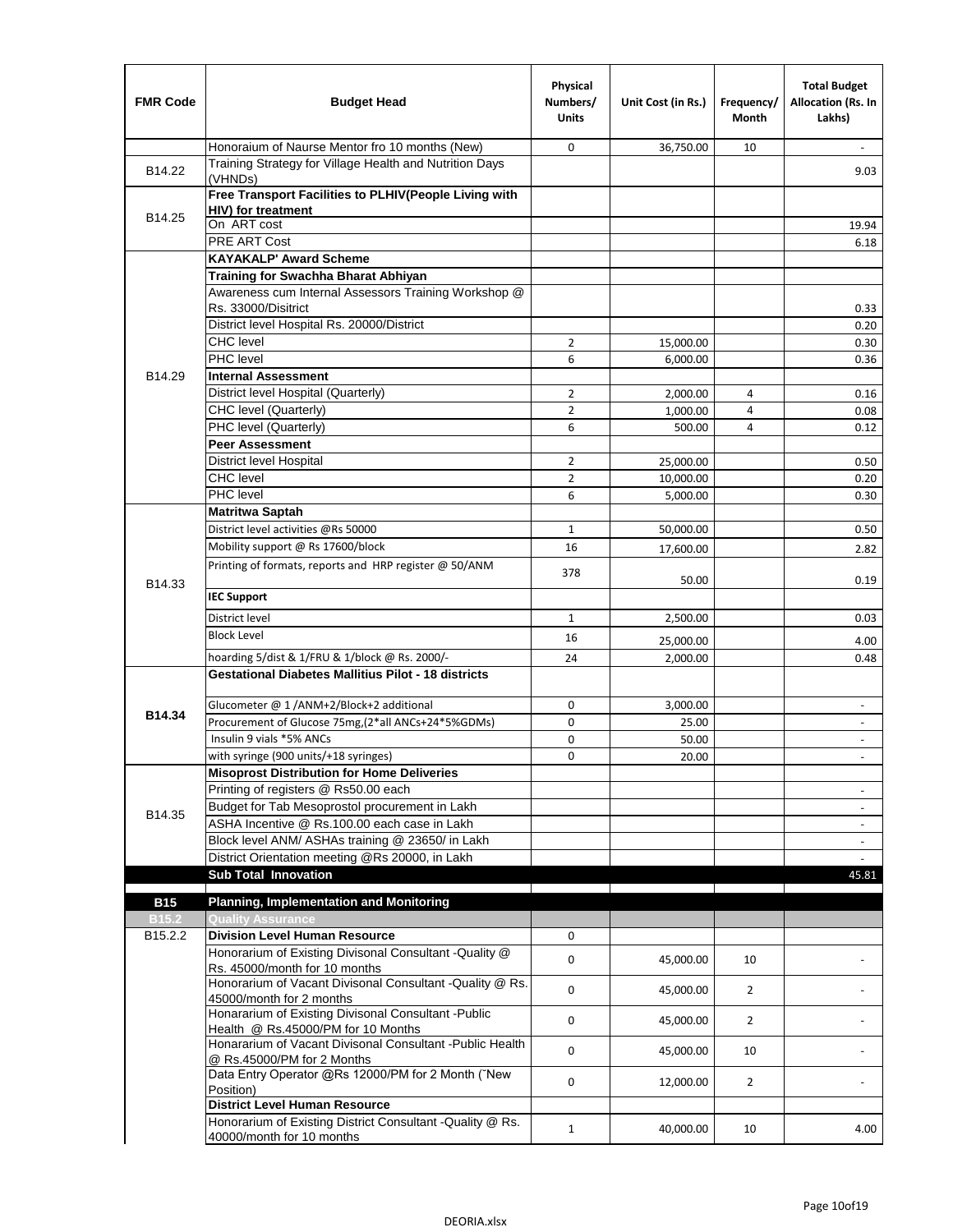| FMR Code | Budget Head | Physical Numbers/ Units | Unit Cost (in Rs.) | Frequency/ Month | Total Budget Allocation (Rs. In Lakhs) |
|---|---|---|---|---|---|
| | Honoraium of Naurse Mentor fro 10 months (New) | 0 | 36,750.00 | 10 | - |
| B14.22 | Training Strategy for Village Health and Nutrition Days (VHNDs) | | | | 9.03 |
| B14.25 | **Free Transport Facilities to PLHIV(People Living with HIV) for treatment** | | | | |
| | On ART cost | | | | 19.94 |
| | PRE ART Cost | | | | 6.18 |
| B14.29 | **KAYAKALP' Award Scheme** | | | | |
| | **Training for Swachha Bharat Abhiyan** | | | | |
| | Awareness cum Internal Assessors Training Workshop @ Rs. 33000/Disitrict | | | | 0.33 |
| | District level Hospital Rs. 20000/District | | | | 0.20 |
| | CHC level | 2 | 15,000.00 | | 0.30 |
| | PHC level | 6 | 6,000.00 | | 0.36 |
| | **Internal Assessment** | | | | |
| | District level Hospital (Quarterly) | 2 | 2,000.00 | 4 | 0.16 |
| | CHC level (Quarterly) | 2 | 1,000.00 | 4 | 0.08 |
| | PHC level (Quarterly) | 6 | 500.00 | 4 | 0.12 |
| | **Peer Assessment** | | | | |
| | District level Hospital | 2 | 25,000.00 | | 0.50 |
| | CHC level | 2 | 10,000.00 | | 0.20 |
| | PHC level | 6 | 5,000.00 | | 0.30 |
| B14.33 | **Matritwa Saptah** | | | | |
| | District level activities @Rs 50000 | 1 | 50,000.00 | | 0.50 |
| | Mobility support @ Rs 17600/block | 16 | 17,600.00 | | 2.82 |
| | Printing of formats, reports and HRP register @ 50/ANM | 378 | 50.00 | | 0.19 |
| | **IEC Support** | | | | |
| | District level | 1 | 2,500.00 | | 0.03 |
| | Block Level | 16 | 25,000.00 | | 4.00 |
| | hoarding 5/dist & 1/FRU & 1/block @ Rs. 2000/- | 24 | 2,000.00 | | 0.48 |
| **B14.34** | **Gestational Diabetes Mallitius Pilot - 18 districts** | | | | |
| | Glucometer @ 1 /ANM+2/Block+2 additional | 0 | 3,000.00 | | - |
| | Procurement of Glucose 75mg,(2*all ANCs+24*5%GDMs) | 0 | 25.00 | | - |
| | Insulin 9 vials *5% ANCs | 0 | 50.00 | | - |
| | with syringe (900 units/+18 syringes) | 0 | 20.00 | | - |
| B14.35 | **Misoprost Distribution for Home Deliveries** | | | | |
| | Printing of registers @ Rs50.00 each | | | | - |
| | Budget for Tab Mesoprostol procurement in Lakh | | | | - |
| | ASHA Incentive @ Rs.100.00 each case in Lakh | | | | - |
| | Block level ANM/ ASHAs training @ 23650/ in Lakh | | | | - |
| | District Orientation meeting @Rs 20000, in Lakh | | | | - |
| | **Sub Total Innovation** | | | | 45.81 |
| **B15** | **Planning, Implementation and Monitoring** | | | | |
| **B15.2** | **Quality Assurance** | | | | |
| B15.2.2 | **Division Level Human Resource** | 0 | | | |
| | Honorarium of Existing Divisonal Consultant -Quality @ Rs. 45000/month for 10 months | 0 | 45,000.00 | 10 | - |
| | Honorarium of Vacant Divisonal Consultant -Quality @ Rs. 45000/month for 2 months | 0 | 45,000.00 | 2 | - |
| | Honorarium of Existing Divisonal Consultant -Public Health @ Rs.45000/PM for 10 Months | 0 | 45,000.00 | 2 | - |
| | Honorarium of Vacant Divisonal Consultant -Public Health @ Rs.45000/PM for 2 Months | 0 | 45,000.00 | 10 | - |
| | Data Entry Operator @Rs 12000/PM for 2 Month (˜New Position) | 0 | 12,000.00 | 2 | - |
| | **District Level Human Resource** | | | | |
| | Honorarium of Existing District Consultant -Quality @ Rs. 40000/month for 10 months | 1 | 40,000.00 | 10 | 4.00 |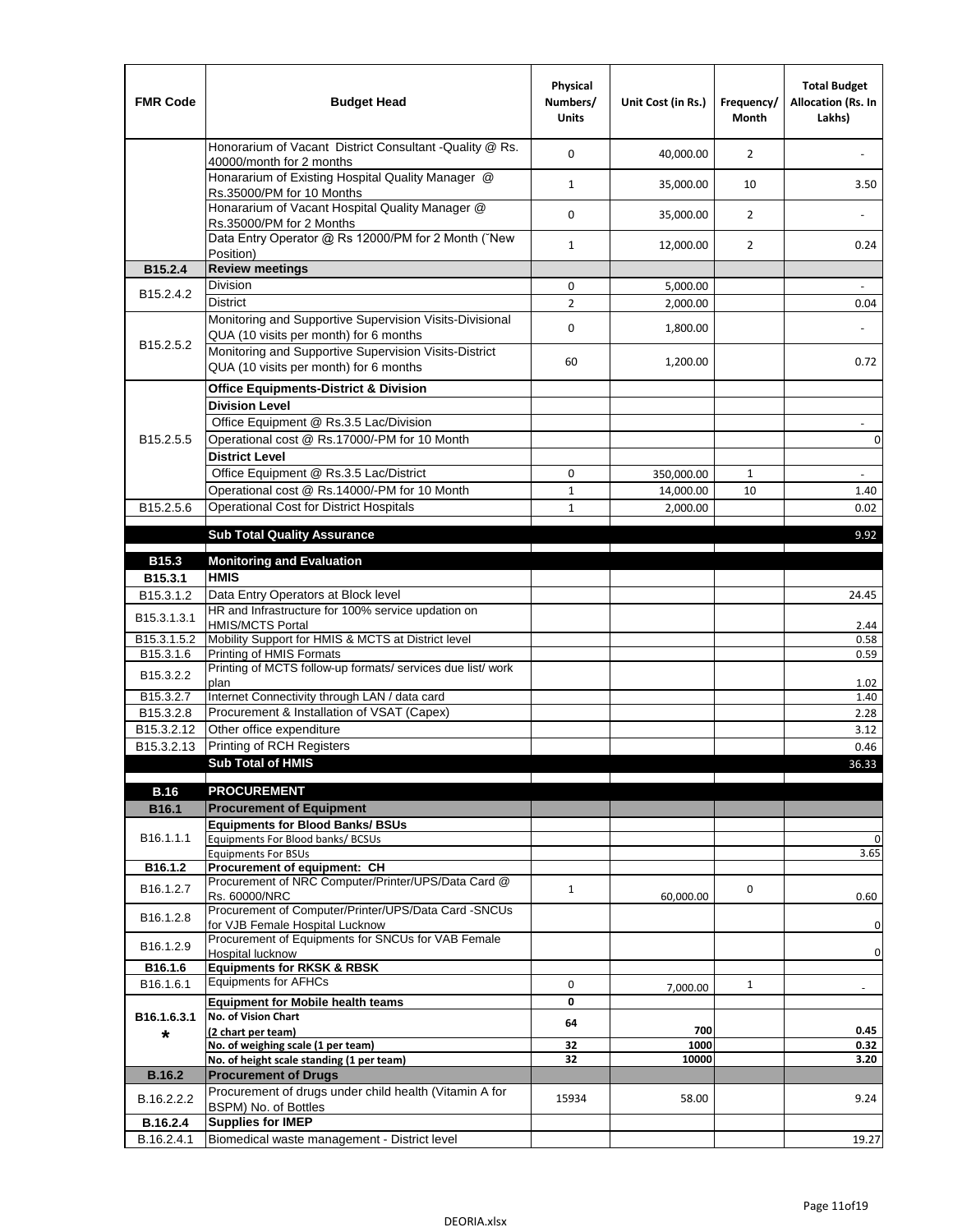| FMR Code | Budget Head | Physical Numbers/ Units | Unit Cost (in Rs.) | Frequency/ Month | Total Budget Allocation (Rs. In Lakhs) |
|---|---|---|---|---|---|
| | Honorarium of Vacant District Consultant -Quality @ Rs. 40000/month for 2 months | 0 | 40,000.00 | 2 | - |
| | Honararium of Existing Hospital Quality Manager @ Rs.35000/PM for 10 Months | 1 | 35,000.00 | 10 | 3.50 |
| | Honararium of Vacant Hospital Quality Manager @ Rs.35000/PM for 2 Months | 0 | 35,000.00 | 2 | - |
| | Data Entry Operator @ Rs 12000/PM for 2 Month (˜New Position) | 1 | 12,000.00 | 2 | 0.24 |
| **B15.2.4** | **Review meetings** | | | | |
| B15.2.4.2 | Division | 0 | 5,000.00 | | - |
| | District | 2 | 2,000.00 | | 0.04 |
| B15.2.5.2 | Monitoring and Supportive Supervision Visits-Divisional QUA (10 visits per month) for 6 months | 0 | 1,800.00 | | - |
| | Monitoring and Supportive Supervision Visits-District QUA (10 visits per month) for 6 months | 60 | 1,200.00 | | 0.72 |
| B15.2.5.5 | **Office Equipments-District & Division** | | | | |
| | **Division Level** | | | | |
| | Office Equipment @ Rs.3.5 Lac/Division | | | | - |
| | Operational cost @ Rs.17000/-PM for 10 Month | | | | 0 |
| | **District Level** | | | | |
| | Office Equipment @ Rs.3.5 Lac/District | 0 | 350,000.00 | 1 | - |
| | Operational cost @ Rs.14000/-PM for 10 Month | 1 | 14,000.00 | 10 | 1.40 |
| B15.2.5.6 | Operational Cost for District Hospitals | 1 | 2,000.00 | | 0.02 |
| | **Sub Total Quality Assurance** | | | | 9.92 |
| **B15.3** | **Monitoring and Evaluation** | | | | |
| **B15.3.1** | **HMIS** | | | | |
| B15.3.1.2 | Data Entry Operators at Block level | | | | 24.45 |
| B15.3.1.3.1 | HR and Infrastructure for 100% service updation on HMIS/MCTS Portal | | | | 2.44 |
| B15.3.1.5.2 | Mobility Support for HMIS & MCTS at District level | | | | 0.58 |
| B15.3.1.6 | Printing of HMIS Formats | | | | 0.59 |
| B15.3.2.2 | Printing of MCTS follow-up formats/ services due list/ work plan | | | | 1.02 |
| B15.3.2.7 | Internet Connectivity through LAN / data card | | | | 1.40 |
| B15.3.2.8 | Procurement & Installation of VSAT (Capex) | | | | 2.28 |
| B15.3.2.12 | Other office expenditure | | | | 3.12 |
| B15.3.2.13 | Printing of RCH Registers | | | | 0.46 |
| | **Sub Total of HMIS** | | | | 36.33 |
| **B.16** | **PROCUREMENT** | | | | |
| **B16.1** | **Procurement of Equipment** | | | | |
| B16.1.1.1 | **Equipments for Blood Banks/ BSUs** | | | | |
| | Equipments For Blood banks/ BCSUs | | | | 0 |
| | Equipments For BSUs | | | | 3.65 |
| **B16.1.2** | **Procurement of equipment: CH** | | | | |
| B16.1.2.7 | Procurement of NRC Computer/Printer/UPS/Data Card @ Rs. 60000/NRC | 1 | 60,000.00 | 0 | 0.60 |
| B16.1.2.8 | Procurement of Computer/Printer/UPS/Data Card -SNCUs for VJB Female Hospital Lucknow | | | | 0 |
| B16.1.2.9 | Procurement of Equipments for SNCUs for VAB Female Hospital lucknow | | | | 0 |
| **B16.1.6** | **Equipments for RKSK & RBSK** | | | | |
| B16.1.6.1 | Equipments for AFHCs | 0 | 7,000.00 | 1 | - |
| **B16.1.6.3.1 *** | **Equipment for Mobile health teams** | **0** | | | |
| | **No. of Vision Chart (2 chart per team)** | **64** | **700** | | **0.45** |
| | **No. of weighing scale (1 per team)** | **32** | **1000** | | **0.32** |
| | **No. of height scale standing (1 per team)** | **32** | **10000** | | **3.20** |
| **B.16.2** | **Procurement of Drugs** | | | | |
| B.16.2.2.2 | Procurement of drugs under child health (Vitamin A for BSPM) No. of Bottles | 15934 | 58.00 | | 9.24 |
| **B.16.2.4** | **Supplies for IMEP** | | | | |
| B.16.2.4.1 | Biomedical waste management - District level | | | | 19.27 |

DEORIA.xlsx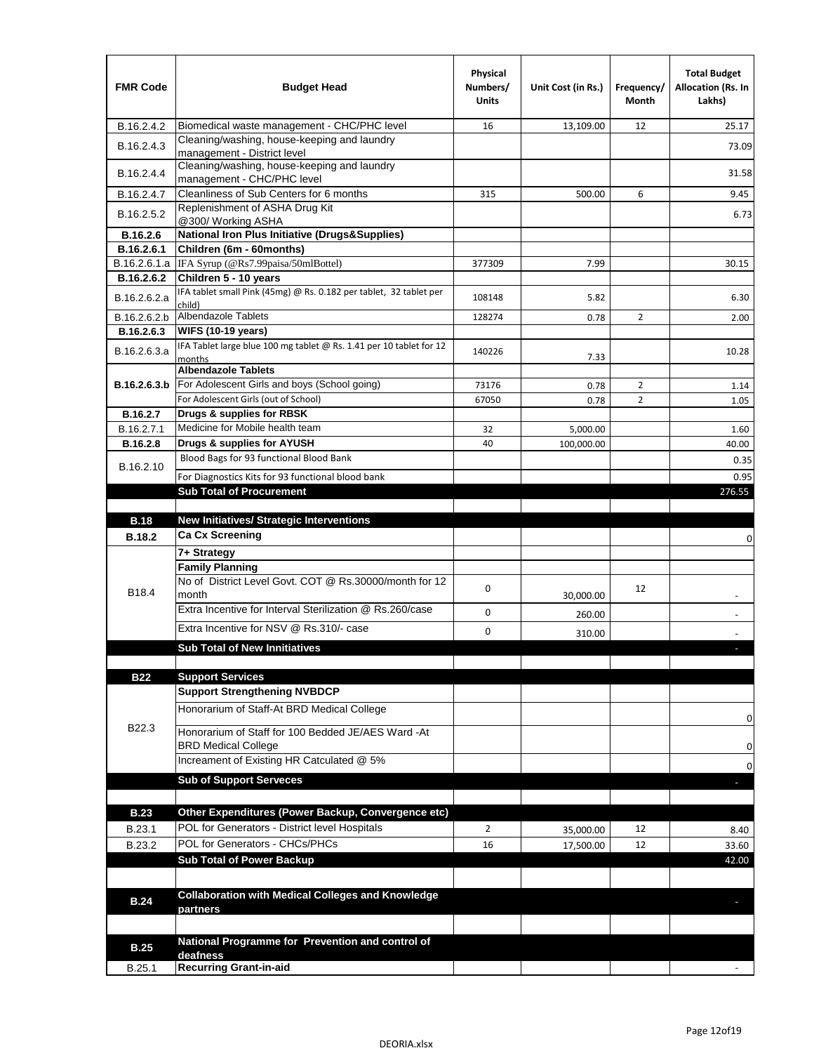| FMR Code | Budget Head | Physical Numbers/ Units | Unit Cost (in Rs.) | Frequency/ Month | Total Budget Allocation (Rs. In Lakhs) |
|---|---|---|---|---|---|
| B.16.2.4.2 | Biomedical waste management - CHC/PHC level | 16 | 13,109.00 | 12 | 25.17 |
| B.16.2.4.3 | Cleaning/washing, house-keeping and laundry management - District level | | | | 73.09 |
| B.16.2.4.4 | Cleaning/washing, house-keeping and laundry management - CHC/PHC level | | | | 31.58 |
| B.16.2.4.7 | Cleanliness of Sub Centers for 6 months | 315 | 500.00 | 6 | 9.45 |
| B.16.2.5.2 | Replenishment of ASHA Drug Kit @300/ Working ASHA | | | | 6.73 |
| **B.16.2.6** | **National Iron Plus Initiative (Drugs&Supplies)** | | | | |
| **B.16.2.6.1** | **Children (6m - 60months)** | | | | |
| B.16.2.6.1.a | IFA Syrup (@Rs7.99paisa/50mlBottel) | 377309 | 7.99 | | 30.15 |
| **B.16.2.6.2** | **Children 5 - 10 years** | | | | |
| B.16.2.6.2.a | IFA tablet small Pink (45mg) @ Rs. 0.182 per tablet, 32 tablet per child) | 108148 | 5.82 | | 6.30 |
| B.16.2.6.2.b | Albendazole Tablets | 128274 | 0.78 | 2 | 2.00 |
| **B.16.2.6.3** | **WIFS (10-19 years)** | | | | |
| B.16.2.6.3.a | IFA Tablet large blue 100 mg tablet @ Rs. 1.41 per 10 tablet for 12 months | 140226 | 7.33 | | 10.28 |
| | **Albendazole Tablets** | | | | |
| **B.16.2.6.3.b** | For Adolescent Girls and boys (School going) | 73176 | 0.78 | 2 | 1.14 |
| | For Adolescent Girls (out of School) | 67050 | 0.78 | 2 | 1.05 |
| **B.16.2.7** | **Drugs & supplies for RBSK** | | | | |
| B.16.2.7.1 | Medicine for Mobile health team | 32 | 5,000.00 | | 1.60 |
| **B.16.2.8** | **Drugs & supplies for AYUSH** | 40 | 100,000.00 | | 40.00 |
| B.16.2.10 | Blood Bags for 93 functional Blood Bank | | | | 0.35 |
| | For Diagnostics Kits for 93 functional blood bank | | | | 0.95 |
| | **Sub Total of Procurement** | | | | 276.55 |
| | | | | | |
| **B.18** | **New Initiatives/ Strategic Interventions** | | | | |
| **B.18.2** | **Ca Cx Screening** | | | | 0 |
| | **7+ Strategy** | | | | |
| | **Family Planning** | | | | |
| B18.4 | No of District Level Govt. COT @ Rs.30000/month for 12 month | 0 | 30,000.00 | 12 | - |
| | Extra Incentive for Interval Sterilization @ Rs.260/case | 0 | 260.00 | | - |
| | Extra Incentive for NSV @ Rs.310/- case | 0 | 310.00 | | - |
| | **Sub Total of New Innitiatives** | | | | - |
| | | | | | |
| **B22** | **Support Services** | | | | |
| | **Support Strengthening NVBDCP** | | | | |
| B22.3 | Honorarium of Staff-At BRD Medical College | | | | 0 |
| | Honorarium of Staff for 100 Bedded JE/AES Ward -At BRD Medical College | | | | 0 |
| | Increament of Existing HR Catculated @ 5% | | | | 0 |
| | **Sub of Support Serveces** | | | | - |
| | | | | | |
| **B.23** | **Other Expenditures (Power Backup, Convergence etc)** | | | | |
| B.23.1 | POL for Generators - District level Hospitals | 2 | 35,000.00 | 12 | 8.40 |
| B.23.2 | POL for Generators - CHCs/PHCs | 16 | 17,500.00 | 12 | 33.60 |
| | **Sub Total of Power Backup** | | | | 42.00 |
| | | | | | |
| **B.24** | **Collaboration with Medical Colleges and Knowledge partners** | | | | - |
| | | | | | |
| **B.25** | **National Programme for Prevention and control of deafness** | | | | |
| B.25.1 | **Recurring Grant-in-aid** | | | | - |

DEORIA.xlsx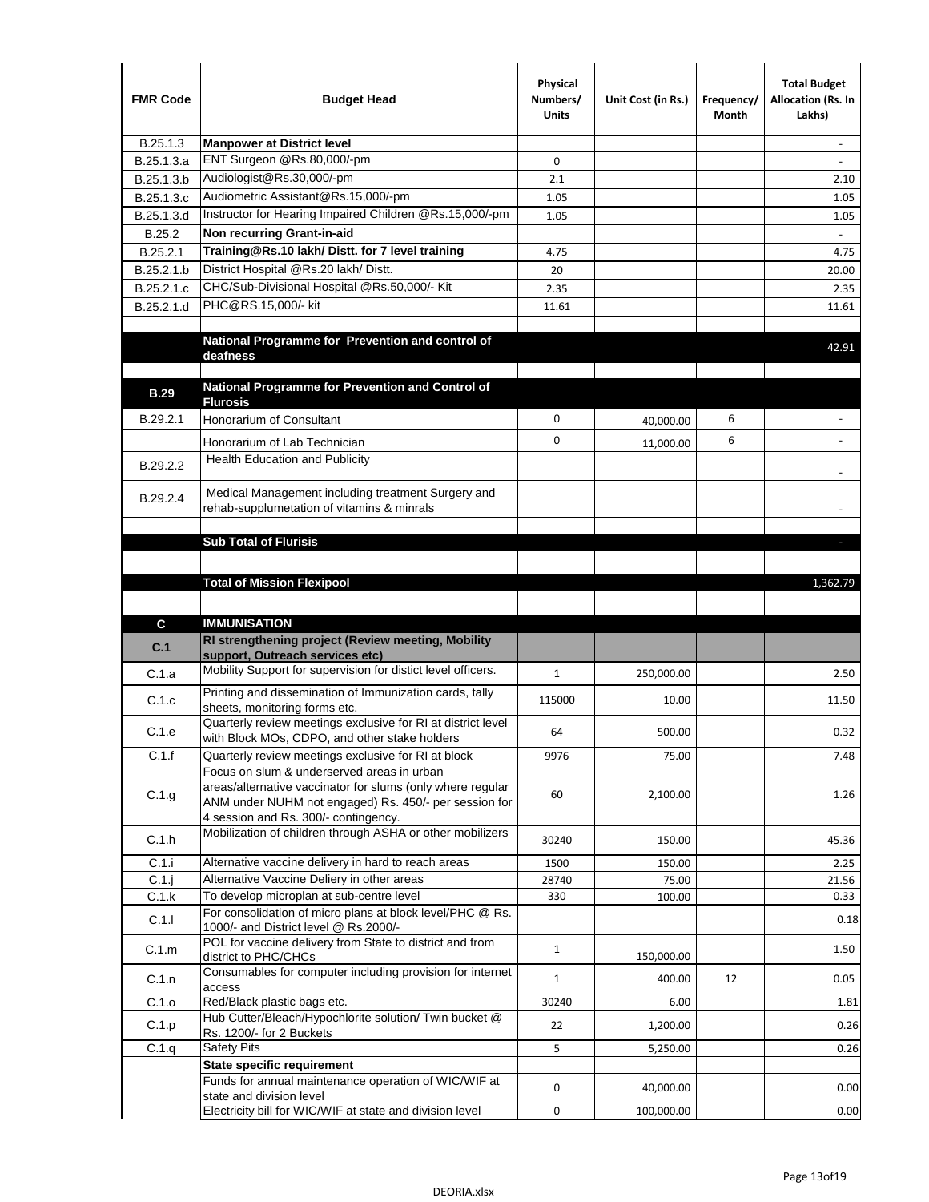| FMR Code | Budget Head | Physical Numbers/ Units | Unit Cost (in Rs.) | Frequency/ Month | Total Budget Allocation (Rs. In Lakhs) |
|---|---|---|---|---|---|
| B.25.1.3 | **Manpower at District level** | | | | - |
| B.25.1.3.a | ENT Surgeon @Rs.80,000/-pm | 0 | | | - |
| B.25.1.3.b | Audiologist@Rs.30,000/-pm | 2.1 | | | 2.10 |
| B.25.1.3.c | Audiometric Assistant@Rs.15,000/-pm | 1.05 | | | 1.05 |
| B.25.1.3.d | Instructor for Hearing Impaired Children @Rs.15,000/-pm | 1.05 | | | 1.05 |
| B.25.2 | **Non recurring Grant-in-aid** | | | | - |
| B.25.2.1 | **Training@Rs.10 lakh/ Distt. for 7 level training** | 4.75 | | | 4.75 |
| B.25.2.1.b | District Hospital @Rs.20 lakh/ Distt. | 20 | | | 20.00 |
| B.25.2.1.c | CHC/Sub-Divisional Hospital @Rs.50,000/- Kit | 2.35 | | | 2.35 |
| B.25.2.1.d | PHC@RS.15,000/- kit | 11.61 | | | 11.61 |
| | | | | | |
| | **National Programme for Prevention and control of deafness** | | | | 42.91 |
| | | | | | |
| **B.29** | **National Programme for Prevention and Control of Flurosis** | | | | |
| B.29.2.1 | Honorarium of Consultant | 0 | 40,000.00 | 6 | - |
| | Honorarium of Lab Technician | 0 | 11,000.00 | 6 | - |
| B.29.2.2 | Health Education and Publicity | | | | - |
| B.29.2.4 | Medical Management including treatment Surgery and rehab-supplumetation of vitamins & minrals | | | | - |
| | | | | | |
| | **Sub Total of Flurisis** | | | | - |
| | | | | | |
| | **Total of Mission Flexipool** | | | | 1,362.79 |
| | | | | | |
| **C** | **IMMUNISATION** | | | | |
| **C.1** | **RI strengthening project (Review meeting, Mobility support, Outreach services etc)** | | | | |
| C.1.a | Mobility Support for supervision for distict level officers. | 1 | 250,000.00 | | 2.50 |
| C.1.c | Printing and dissemination of Immunization cards, tally sheets, monitoring forms etc. | 115000 | 10.00 | | 11.50 |
| C.1.e | Quarterly review meetings exclusive for RI at district level with Block MOs, CDPO, and other stake holders | 64 | 500.00 | | 0.32 |
| C.1.f | Quarterly review meetings exclusive for RI at block | 9976 | 75.00 | | 7.48 |
| C.1.g | Focus on slum & underserved areas in urban areas/alternative vaccinator for slums (only where regular ANM under NUHM not engaged) Rs. 450/- per session for 4 session and Rs. 300/- contingency. | 60 | 2,100.00 | | 1.26 |
| C.1.h | Mobilization of children through ASHA or other mobilizers | 30240 | 150.00 | | 45.36 |
| C.1.i | Alternative vaccine delivery in hard to reach areas | 1500 | 150.00 | | 2.25 |
| C.1.j | Alternative Vaccine Deliery in other areas | 28740 | 75.00 | | 21.56 |
| C.1.k | To develop microplan at sub-centre level | 330 | 100.00 | | 0.33 |
| C.1.l | For consolidation of micro plans at block level/PHC @ Rs. 1000/- and District level @ Rs.2000/- | | | | 0.18 |
| C.1.m | POL for vaccine delivery from State to district and from district to PHC/CHCs | 1 | 150,000.00 | | 1.50 |
| C.1.n | Consumables for computer including provision for internet access | 1 | 400.00 | 12 | 0.05 |
| C.1.o | Red/Black plastic bags etc. | 30240 | 6.00 | | 1.81 |
| C.1.p | Hub Cutter/Bleach/Hypochlorite solution/ Twin bucket @ Rs. 1200/- for 2 Buckets | 22 | 1,200.00 | | 0.26 |
| C.1.q | Safety Pits | 5 | 5,250.00 | | 0.26 |
| | **State specific requirement** | | | | |
| | Funds for annual maintenance operation of WIC/WIF at state and division level | 0 | 40,000.00 | | 0.00 |
| | Electricity bill for WIC/WIF at state and division level | 0 | 100,000.00 | | 0.00 |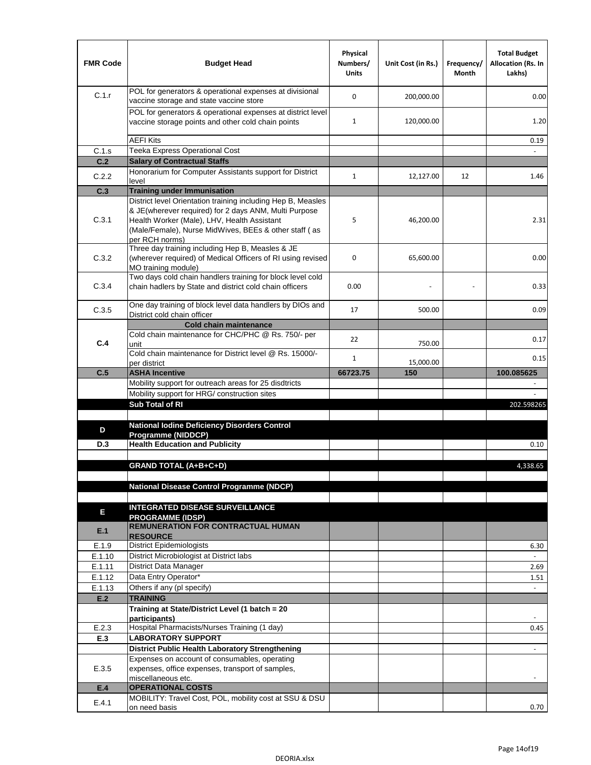| FMR Code | Budget Head | Physical Numbers/ Units | Unit Cost (in Rs.) | Frequency/ Month | Total Budget Allocation (Rs. In Lakhs) |
|---|---|---|---|---|---|
| C.1.r | POL for generators & operational expenses at divisional vaccine storage and state vaccine store | 0 | 200,000.00 | | 0.00 |
| | POL for generators & operational expenses at district level vaccine storage points and other cold chain points | 1 | 120,000.00 | | 1.20 |
| | AEFI Kits | | | | 0.19 |
| C.1.s | Teeka Express Operational Cost | | | | - |
| **C.2** | **Salary of Contractual Staffs** | | | | |
| C.2.2 | Honorarium for Computer Assistants support for District level | 1 | 12,127.00 | 12 | 1.46 |
| **C.3** | **Training under Immunisation** | | | | |
| C.3.1 | District level Orientation training including Hep B, Measles & JE(wherever required) for 2 days ANM, Multi Purpose Health Worker (Male), LHV, Health Assistant (Male/Female), Nurse MidWives, BEEs & other staff ( as per RCH norms) | 5 | 46,200.00 | | 2.31 |
| C.3.2 | Three day training including Hep B, Measles & JE (wherever required) of Medical Officers of RI using revised MO training module) | 0 | 65,600.00 | | 0.00 |
| C.3.4 | Two days cold chain handlers training for block level cold chain hadlers by State and district cold chain officers | 0.00 | - | - | 0.33 |
| C.3.5 | One day training of block level data handlers by DIOs and District cold chain officer | 17 | 500.00 | | 0.09 |
| | **Cold chain maintenance** | | | | |
| **C.4** | Cold chain maintenance for CHC/PHC @ Rs. 750/- per unit | 22 | 750.00 | | 0.17 |
| | Cold chain maintenance for District level @ Rs. 15000/- per district | 1 | 15,000.00 | | 0.15 |
| **C.5** | **ASHA Incentive** | **66723.75** | **150** | | **100.085625** |
| | Mobility support for outreach areas for 25 disdtricts | | | | - |
| | Mobility support for HRG/ construction sites | | | | - |
| | **Sub Total of RI** | | | | 202.598265 |
| | | | | | |
| **D** | **National Iodine Deficiency Disorders Control Programme (NIDDCP)** | | | | |
| **D.3** | **Health Education and Publicity** | | | | 0.10 |
| | | | | | |
| | **GRAND TOTAL (A+B+C+D)** | | | | 4,338.65 |
| | | | | | |
| | **National Disease Control Programme (NDCP)** | | | | |
| | | | | | |
| **E** | **INTEGRATED DISEASE SURVEILLANCE PROGRAMME (IDSP)** | | | | |
| **E.1** | **REMUNERATION FOR CONTRACTUAL HUMAN RESOURCE** | | | | |
| E.1.9 | District Epidemiologists | | | | 6.30 |
| E.1.10 | District Microbiologist at District labs | | | | - |
| E.1.11 | District Data Manager | | | | 2.69 |
| E.1.12 | Data Entry Operator* | | | | 1.51 |
| E.1.13 | Others if any (pl specify) | | | | - |
| **E.2** | **TRAINING** | | | | |
| | **Training at State/District Level (1 batch = 20 participants)** | | | | - |
| E.2.3 | Hospital Pharmacists/Nurses Training (1 day) | | | | 0.45 |
| **E.3** | **LABORATORY SUPPORT** | | | | |
| | **District Public Health Laboratory Strengthening** | | | | - |
| E.3.5 | Expenses on account of consumables, operating expenses, office expenses, transport of samples, miscellaneous etc. | | | | - |
| **E.4** | **OPERATIONAL COSTS** | | | | |
| E.4.1 | MOBILITY: Travel Cost, POL, mobility cost at SSU & DSU on need basis | | | | 0.70 |

DEORIA.xlsx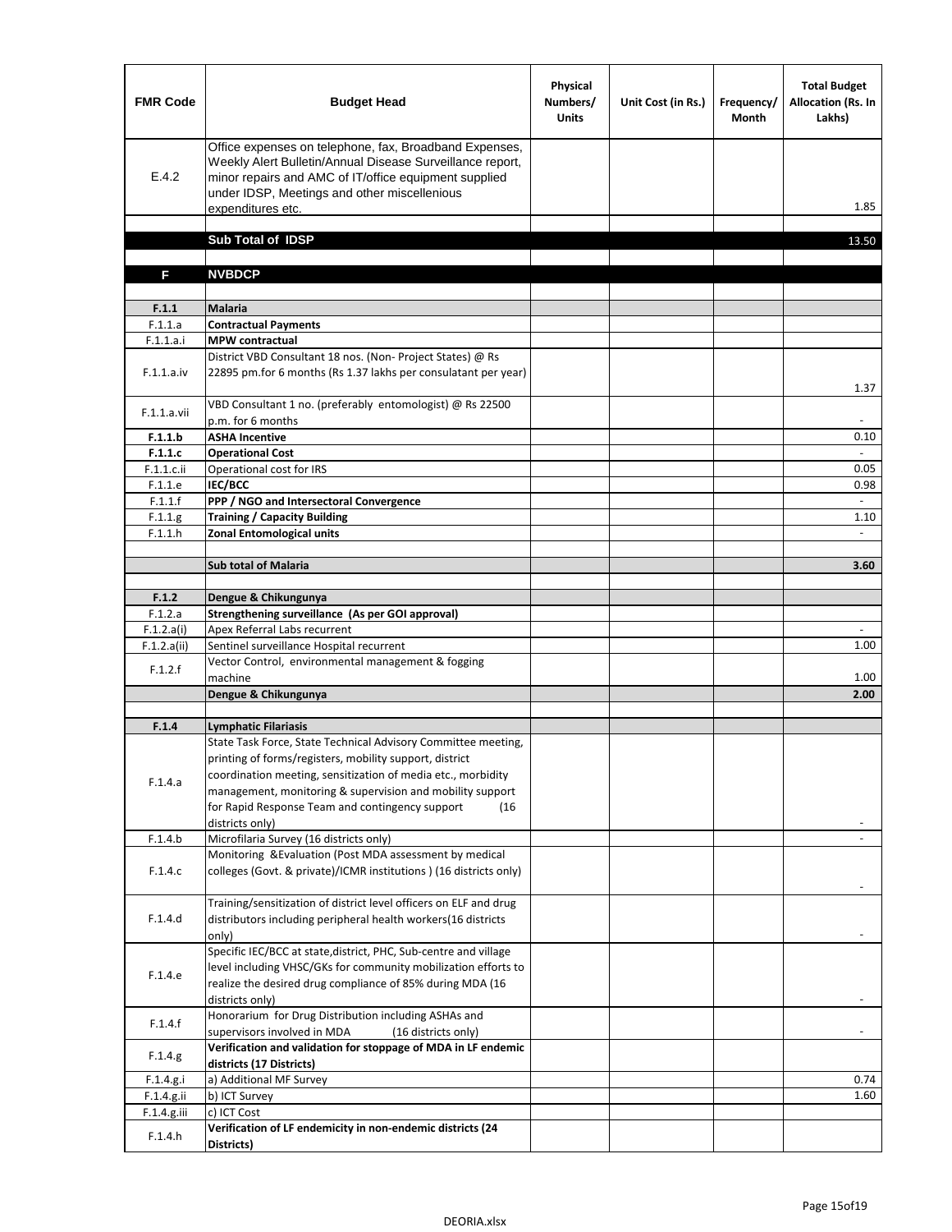| FMR Code | Budget Head | Physical Numbers/ Units | Unit Cost (in Rs.) | Frequency/ Month | Total Budget Allocation (Rs. In Lakhs) |
|---|---|---|---|---|---|
| E.4.2 | Office expenses on telephone, fax, Broadband Expenses, Weekly Alert Bulletin/Annual Disease Surveillance report, minor repairs and AMC of IT/office equipment supplied under IDSP, Meetings and other miscellenious expenditures etc. | | | | 1.85 |
| | | | | | |
| | **Sub Total of IDSP** | | | | 13.50 |
| | | | | | |
| **F** | **NVBDCP** | | | | |
| | | | | | |
| **F.1.1** | **Malaria** | | | | |
| F.1.1.a | **Contractual Payments** | | | | |
| F.1.1.a.i | **MPW contractual** | | | | |
| F.1.1.a.iv | District VBD Consultant 18 nos. (Non- Project States) @ Rs 22895 pm.for 6 months (Rs 1.37 lakhs per consulatant per year) | | | | 1.37 |
| F.1.1.a.vii | VBD Consultant 1 no. (preferably entomologist) @ Rs 22500 p.m. for 6 months | | | | - |
| **F.1.1.b** | **ASHA Incentive** | | | | 0.10 |
| **F.1.1.c** | **Operational Cost** | | | | - |
| F.1.1.c.ii | Operational cost for IRS | | | | 0.05 |
| F.1.1.e | **IEC/BCC** | | | | 0.98 |
| F.1.1.f | **PPP / NGO and Intersectoral Convergence** | | | | - |
| F.1.1.g | **Training / Capacity Building** | | | | 1.10 |
| F.1.1.h | **Zonal Entomological units** | | | | - |
| | | | | | |
| | **Sub total of Malaria** | | | | **3.60** |
| | | | | | |
| **F.1.2** | **Dengue & Chikungunya** | | | | |
| F.1.2.a | **Strengthening surveillance (As per GOI approval)** | | | | |
| F.1.2.a(i) | Apex Referral Labs recurrent | | | | - |
| F.1.2.a(ii) | Sentinel surveillance Hospital recurrent | | | | 1.00 |
| F.1.2.f | Vector Control, environmental management & fogging machine | | | | 1.00 |
| | **Dengue & Chikungunya** | | | | **2.00** |
| | | | | | |
| **F.1.4** | **Lymphatic Filariasis** | | | | |
| F.1.4.a | State Task Force, State Technical Advisory Committee meeting, printing of forms/registers, mobility support, district coordination meeting, sensitization of media etc., morbidity management, monitoring & supervision and mobility support for Rapid Response Team and contingency support (16 districts only) | | | | - |
| F.1.4.b | Microfilaria Survey (16 districts only) | | | | - |
| F.1.4.c | Monitoring &Evaluation (Post MDA assessment by medical colleges (Govt. & private)/ICMR institutions ) (16 districts only) | | | | - |
| F.1.4.d | Training/sensitization of district level officers on ELF and drug distributors including peripheral health workers(16 districts only) | | | | - |
| F.1.4.e | Specific IEC/BCC at state,district, PHC, Sub-centre and village level including VHSC/GKs for community mobilization efforts to realize the desired drug compliance of 85% during MDA (16 districts only) | | | | - |
| F.1.4.f | Honorarium for Drug Distribution including ASHAs and supervisors involved in MDA (16 districts only) | | | | - |
| F.1.4.g | **Verification and validation for stoppage of MDA in LF endemic districts (17 Districts)** | | | | |
| F.1.4.g.i | a) Additional MF Survey | | | | 0.74 |
| F.1.4.g.ii | b) ICT Survey | | | | 1.60 |
| F.1.4.g.iii | c) ICT Cost | | | | |
| F.1.4.h | **Verification of LF endemicity in non-endemic districts (24 Districts)** | | | | |

DEORIA.xlsx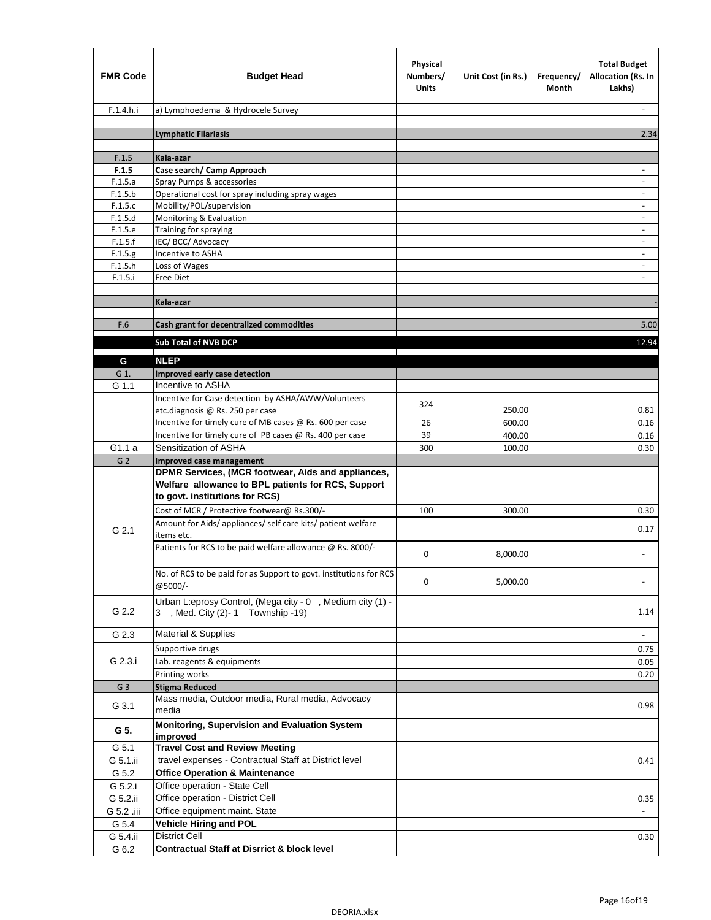| FMR Code | Budget Head | Physical Numbers/ Units | Unit Cost (in Rs.) | Frequency/ Month | Total Budget Allocation (Rs. In Lakhs) |
|---|---|---|---|---|---|
| F.1.4.h.i | a) Lymphoedema & Hydrocele Survey | | | | - |
| | | | | | |
| | **Lymphatic Filariasis** | | | | 2.34 |
| | | | | | |
| F.1.5 | **Kala-azar** | | | | |
| **F.1.5** | **Case search/ Camp Approach** | | | | - |
| F.1.5.a | Spray Pumps & accessories | | | | - |
| F.1.5.b | Operational cost for spray including spray wages | | | | - |
| F.1.5.c | Mobility/POL/supervision | | | | - |
| F.1.5.d | Monitoring & Evaluation | | | | - |
| F.1.5.e | Training for spraying | | | | - |
| F.1.5.f | IEC/ BCC/ Advocacy | | | | - |
| F.1.5.g | Incentive to ASHA | | | | - |
| F.1.5.h | Loss of Wages | | | | - |
| F.1.5.i | Free Diet | | | | - |
| | | | | | |
| | **Kala-azar** | | | | - |
| | | | | | |
| F.6 | **Cash grant for decentralized commodities** | | | | 5.00 |
| | **Sub Total of NVB DCP** | | | | 12.94 |
| **G** | **NLEP** | | | | |
| G 1. | **Improved early case detection** | | | | |
| G 1.1 | Incentive to ASHA | | | | |
| | Incentive for Case detection by ASHA/AWW/Volunteers etc.diagnosis @ Rs. 250 per case | 324 | 250.00 | | 0.81 |
| | Incentive for timely cure of MB cases @ Rs. 600 per case | 26 | 600.00 | | 0.16 |
| | Incentive for timely cure of PB cases @ Rs. 400 per case | 39 | 400.00 | | 0.16 |
| G1.1 a | Sensitization of ASHA | 300 | 100.00 | | 0.30 |
| G 2 | **Improved case management** | | | | |
| G 2.1 | **DPMR Services, (MCR footwear, Aids and appliances, Welfare allowance to BPL patients for RCS, Support to govt. institutions for RCS)** | | | | |
| | Cost of MCR / Protective footwear@ Rs.300/- | 100 | 300.00 | | 0.30 |
| | Amount for Aids/ appliances/ self care kits/ patient welfare items etc. | | | | 0.17 |
| | Patients for RCS to be paid welfare allowance @ Rs. 8000/- | 0 | 8,000.00 | | - |
| | No. of RCS to be paid for as Support to govt. institutions for RCS @5000/- | 0 | 5,000.00 | | - |
| G 2.2 | Urban L:eprosy Control, (Mega city - 0 , Medium city (1) - 3 , Med. City (2)- 1 Township -19) | | | | 1.14 |
| G 2.3 | Material & Supplies | | | | - |
| G 2.3.i | Supportive drugs | | | | 0.75 |
| | Lab. reagents & equipments | | | | 0.05 |
| | Printing works | | | | 0.20 |
| G 3 | **Stigma Reduced** | | | | |
| G 3.1 | Mass media, Outdoor media, Rural media, Advocacy media | | | | 0.98 |
| **G 5.** | **Monitoring, Supervision and Evaluation System improved** | | | | |
| G 5.1 | **Travel Cost and Review Meeting** | | | | |
| G 5.1.ii | travel expenses - Contractual Staff at District level | | | | 0.41 |
| G 5.2 | **Office Operation & Maintenance** | | | | |
| G 5.2.i | Office operation - State Cell | | | | |
| G 5.2.ii | Office operation - District Cell | | | | 0.35 |
| G 5.2 .iii | Office equipment maint. State | | | | - |
| G 5.4 | **Vehicle Hiring and POL** | | | | |
| G 5.4.ii | District Cell | | | | 0.30 |
| G 6.2 | **Contractual Staff at Disrrict & block level** | | | | |

DEORIA.xlsx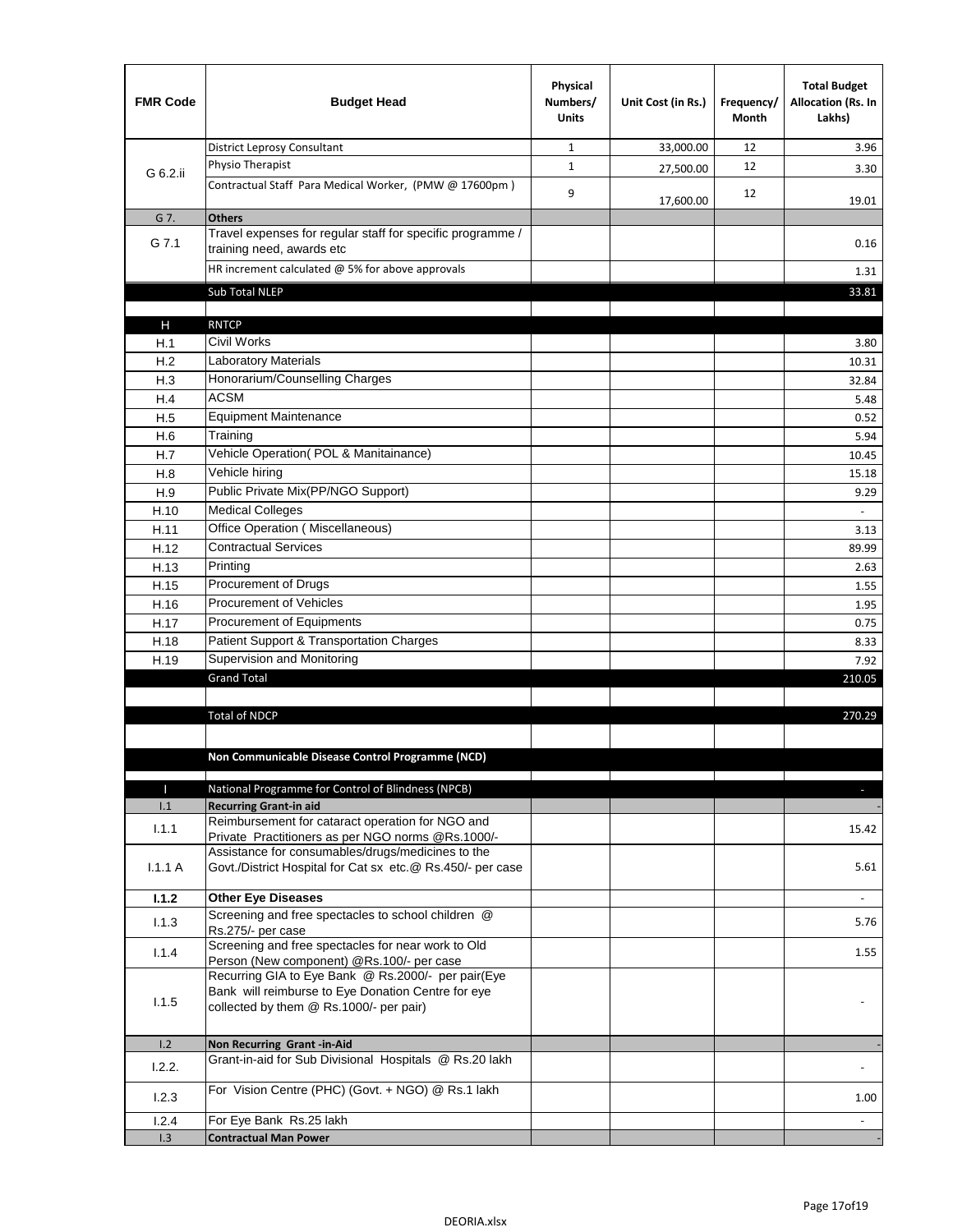| FMR Code | Budget Head | Physical Numbers/ Units | Unit Cost (in Rs.) | Frequency/ Month | Total Budget Allocation (Rs. In Lakhs) |
|---|---|---|---|---|---|
| G 6.2.ii | District Leprosy Consultant | 1 | 33,000.00 | 12 | 3.96 |
| | Physio Therapist | 1 | 27,500.00 | 12 | 3.30 |
| | Contractual Staff Para Medical Worker, (PMW @ 17600pm ) | 9 | 17,600.00 | 12 | 19.01 |
| G 7. | **Others** | | | | |
| G 7.1 | Travel expenses for regular staff for specific programme / training need, awards etc | | | | 0.16 |
| | HR increment calculated @ 5% for above approvals | | | | 1.31 |
| | Sub Total NLEP | | | | 33.81 |
| | | | | | |
| H | RNTCP | | | | |
| H.1 | Civil Works | | | | 3.80 |
| H.2 | Laboratory Materials | | | | 10.31 |
| H.3 | Honorarium/Counselling Charges | | | | 32.84 |
| H.4 | ACSM | | | | 5.48 |
| H.5 | Equipment Maintenance | | | | 0.52 |
| H.6 | Training | | | | 5.94 |
| H.7 | Vehicle Operation( POL & Manitainance) | | | | 10.45 |
| H.8 | Vehicle hiring | | | | 15.18 |
| H.9 | Public Private Mix(PP/NGO Support) | | | | 9.29 |
| H.10 | Medical Colleges | | | | - |
| H.11 | Office Operation ( Miscellaneous) | | | | 3.13 |
| H.12 | Contractual Services | | | | 89.99 |
| H.13 | Printing | | | | 2.63 |
| H.15 | Procurement of Drugs | | | | 1.55 |
| H.16 | Procurement of Vehicles | | | | 1.95 |
| H.17 | Procurement of Equipments | | | | 0.75 |
| H.18 | Patient Support & Transportation Charges | | | | 8.33 |
| H.19 | Supervision and Monitoring | | | | 7.92 |
| | Grand Total | | | | 210.05 |
| | | | | | |
| | Total of NDCP | | | | 270.29 |
| | | | | | |
| | **Non Communicable Disease Control Programme (NCD)** | | | | |
| | | | | | |
| I | National Programme for Control of Blindness (NPCB) | | | | - |
| I.1 | **Recurring Grant-in aid** | | | | - |
| I.1.1 | Reimbursement for cataract operation for NGO and Private Practitioners as per NGO norms @Rs.1000/- | | | | 15.42 |
| I.1.1 A | Assistance for consumables/drugs/medicines to the Govt./District Hospital for Cat sx etc.@ Rs.450/- per case | | | | 5.61 |
| **I.1.2** | **Other Eye Diseases** | | | | - |
| I.1.3 | Screening and free spectacles to school children @ Rs.275/- per case | | | | 5.76 |
| I.1.4 | Screening and free spectacles for near work to Old Person (New component) @Rs.100/- per case | | | | 1.55 |
| I.1.5 | Recurring GIA to Eye Bank @ Rs.2000/- per pair(Eye Bank will reimburse to Eye Donation Centre for eye collected by them @ Rs.1000/- per pair) | | | | - |
| I.2 | **Non Recurring Grant -in-Aid** | | | | - |
| I.2.2. | Grant-in-aid for Sub Divisional Hospitals @ Rs.20 lakh | | | | - |
| I.2.3 | For Vision Centre (PHC) (Govt. + NGO) @ Rs.1 lakh | | | | 1.00 |
| I.2.4 | For Eye Bank Rs.25 lakh | | | | - |
| I.3 | **Contractual Man Power** | | | | - |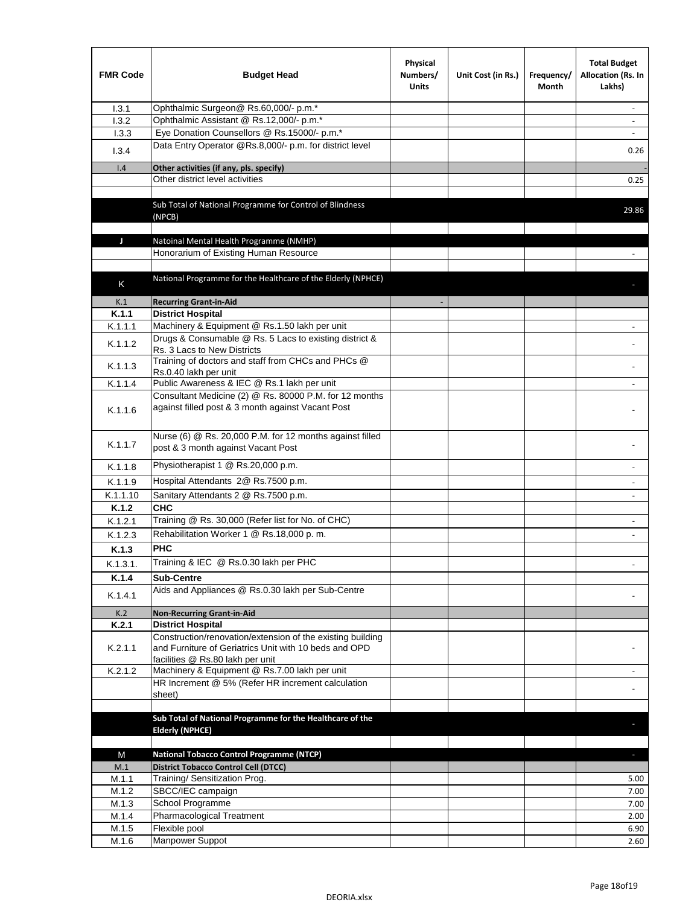| FMR Code | Budget Head | Physical Numbers/ Units | Unit Cost (in Rs.) | Frequency/ Month | Total Budget Allocation (Rs. In Lakhs) |
|---|---|---|---|---|---|
| I.3.1 | Ophthalmic Surgeon@ Rs.60,000/- p.m.* | | | | - |
| I.3.2 | Ophthalmic Assistant @ Rs.12,000/- p.m.* | | | | - |
| I.3.3 | Eye Donation Counsellors @ Rs.15000/- p.m.* | | | | - |
| I.3.4 | Data Entry Operator @Rs.8,000/- p.m. for district level | | | | 0.26 |
| I.4 | **Other activities (if any, pls. specify)** | | | | - |
| | Other district level activities | | | | 0.25 |
| | | | | | |
| | Sub Total of National Programme for Control of Blindness (NPCB) | | | | 29.86 |
| | | | | | |
| J | Natoinal Mental Health Programme (NMHP) | | | | |
| | Honorarium of Existing Human Resource | | | | - |
| | | | | | |
| K | National Programme for the Healthcare of the Elderly (NPHCE) | | | | - |
| K.1 | **Recurring Grant-in-Aid** | - | | | |
| **K.1.1** | **District Hospital** | | | | |
| K.1.1.1 | Machinery & Equipment @ Rs.1.50 lakh per unit | | | | - |
| K.1.1.2 | Drugs & Consumable @ Rs. 5 Lacs to existing district & Rs. 3 Lacs to New Districts | | | | - |
| K.1.1.3 | Training of doctors and staff from CHCs and PHCs @ Rs.0.40 lakh per unit | | | | - |
| K.1.1.4 | Public Awareness & IEC @ Rs.1 lakh per unit | | | | - |
| K.1.1.6 | Consultant Medicine (2) @ Rs. 80000 P.M. for 12 months against filled post & 3 month against Vacant Post | | | | - |
| K.1.1.7 | Nurse (6) @ Rs. 20,000 P.M. for 12 months against filled post & 3 month against Vacant Post | | | | - |
| K.1.1.8 | Physiotherapist 1 @ Rs.20,000 p.m. | | | | - |
| K.1.1.9 | Hospital Attendants 2@ Rs.7500 p.m. | | | | - |
| K.1.1.10 | Sanitary Attendants 2 @ Rs.7500 p.m. | | | | - |
| **K.1.2** | **CHC** | | | | |
| K.1.2.1 | Training @ Rs. 30,000 (Refer list for No. of CHC) | | | | - |
| K.1.2.3 | Rehabilitation Worker 1 @ Rs.18,000 p. m. | | | | - |
| **K.1.3** | **PHC** | | | | |
| K.1.3.1. | Training & IEC @ Rs.0.30 lakh per PHC | | | | - |
| **K.1.4** | **Sub-Centre** | | | | |
| K.1.4.1 | Aids and Appliances @ Rs.0.30 lakh per Sub-Centre | | | | - |
| K.2 | **Non-Recurring Grant-in-Aid** | | | | |
| **K.2.1** | **District Hospital** | | | | |
| K.2.1.1 | Construction/renovation/extension of the existing building and Furniture of Geriatrics Unit with 10 beds and OPD facilities @ Rs.80 lakh per unit | | | | - |
| K.2.1.2 | Machinery & Equipment @ Rs.7.00 lakh per unit | | | | - |
| | HR Increment @ 5% (Refer HR increment calculation sheet) | | | | - |
| | | | | | |
| | **Sub Total of National Programme for the Healthcare of the Elderly (NPHCE)** | | | | - |
| | | | | | |
| M | **National Tobacco Control Programme (NTCP)** | | | | - |
| M.1 | **District Tobacco Control Cell (DTCC)** | | | | |
| M.1.1 | Training/ Sensitization Prog. | | | | 5.00 |
| M.1.2 | SBCC/IEC campaign | | | | 7.00 |
| M.1.3 | School Programme | | | | 7.00 |
| M.1.4 | Pharmacological Treatment | | | | 2.00 |
| M.1.5 | Flexible pool | | | | 6.90 |
| M.1.6 | Manpower Suppot | | | | 2.60 |

DEORIA.xlsx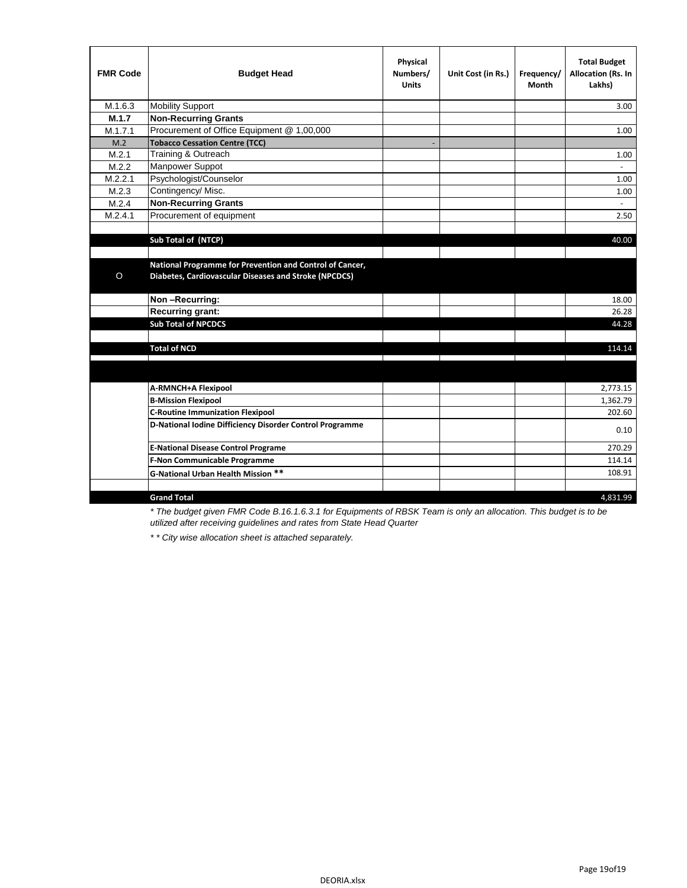| FMR Code | Budget Head | Physical Numbers/ Units | Unit Cost (in Rs.) | Frequency/ Month | Total Budget Allocation (Rs. In Lakhs) |
|---|---|---|---|---|---|
| M.1.6.3 | Mobility Support | | | | 3.00 |
| **M.1.7** | **Non-Recurring Grants** | | | | |
| M.1.7.1 | Procurement of Office Equipment @ 1,00,000 | | | | 1.00 |
| M.2 | **Tobacco Cessation Centre (TCC)** | - | | | |
| M.2.1 | Training & Outreach | | | | 1.00 |
| M.2.2 | Manpower Suppot | | | | - |
| M.2.2.1 | Psychologist/Counselor | | | | 1.00 |
| M.2.3 | Contingency/ Misc. | | | | 1.00 |
| M.2.4 | **Non-Recurring Grants** | | | | - |
| M.2.4.1 | Procurement of equipment | | | | 2.50 |
| | | | | | |
| | **Sub Total of (NTCP)** | | | | 40.00 |
| | | | | | |
| O | **National Programme for Prevention and Control of Cancer, Diabetes, Cardiovascular Diseases and Stroke (NPCDCS)** | | | | |
| | **Non –Recurring:** | | | | 18.00 |
| | **Recurring grant:** | | | | 26.28 |
| | **Sub Total of NPCDCS** | | | | 44.28 |
| | | | | | |
| | **Total of NCD** | | | | 114.14 |
| | | | | | |
| | **A-RMNCH+A Flexipool** | | | | 2,773.15 |
| | **B-Mission Flexipool** | | | | 1,362.79 |
| | **C-Routine Immunization Flexipool** | | | | 202.60 |
| | **D-National Iodine Difficiency Disorder Control Programme** | | | | 0.10 |
| | **E-National Disease Control Programe** | | | | 270.29 |
| | **F-Non Communicable Programme** | | | | 114.14 |
| | **G-National Urban Health Mission \*\*** | | | | 108.91 |
| | | | | | |
| | **Grand Total** | | | | 4,831.99 |

*\* The budget given FMR Code B.16.1.6.3.1 for Equipments of RBSK Team is only an allocation. This budget is to be utilized after receiving guidelines and rates from State Head Quarter*

*\* \* City wise allocation sheet is attached separately.*